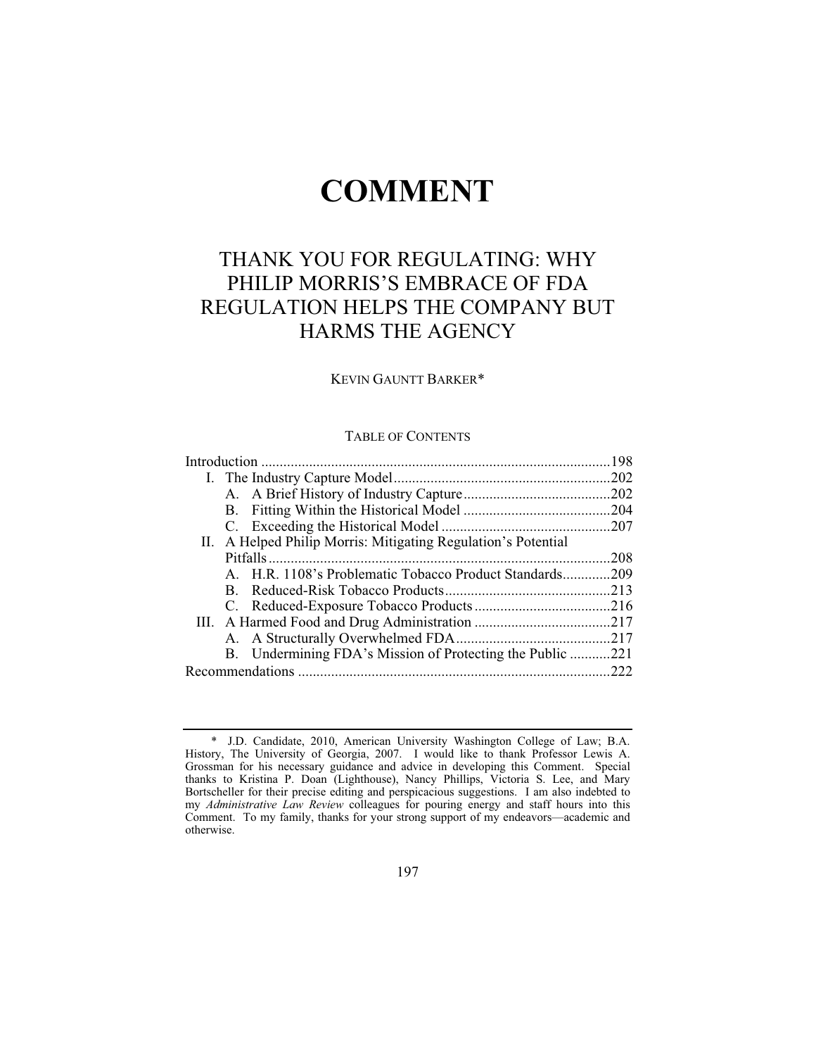# COMMENT

## THANK YOU FOR REGULATING: WHY PHILIP MORRIS'S EMBRACE OF FDA REGULATION HELPS THE COMPANY BUT HARMS THE AGENCY

KEVIN GAUNTT BARKER*

TABLE OF CONTENTS

Introduction .....198
- I. The Industry Capture Model .....202
  - A. A Brief History of Industry Capture .....202
  - B. Fitting Within the Historical Model .....204
  - C. Exceeding the Historical Model .....207
- II. A Helped Philip Morris: Mitigating Regulation's Potential Pitfalls .....208
  - A. H.R. 1108's Problematic Tobacco Product Standards .....209
  - B. Reduced-Risk Tobacco Products .....213
  - C. Reduced-Exposure Tobacco Products .....216
- III. A Harmed Food and Drug Administration .....217
  - A. A Structurally Overwhelmed FDA .....217
  - B. Undermining FDA's Mission of Protecting the Public .....221

Recommendations .....222

---

\* J.D. Candidate, 2010, American University Washington College of Law; B.A. History, The University of Georgia, 2007. I would like to thank Professor Lewis A. Grossman for his necessary guidance and advice in developing this Comment. Special thanks to Kristina P. Doan (Lighthouse), Nancy Phillips, Victoria S. Lee, and Mary Bortscheller for their precise editing and perspicacious suggestions. I am also indebted to my *Administrative Law Review* colleagues for pouring energy and staff hours into this Comment. To my family, thanks for your strong support of my endeavors—academic and otherwise.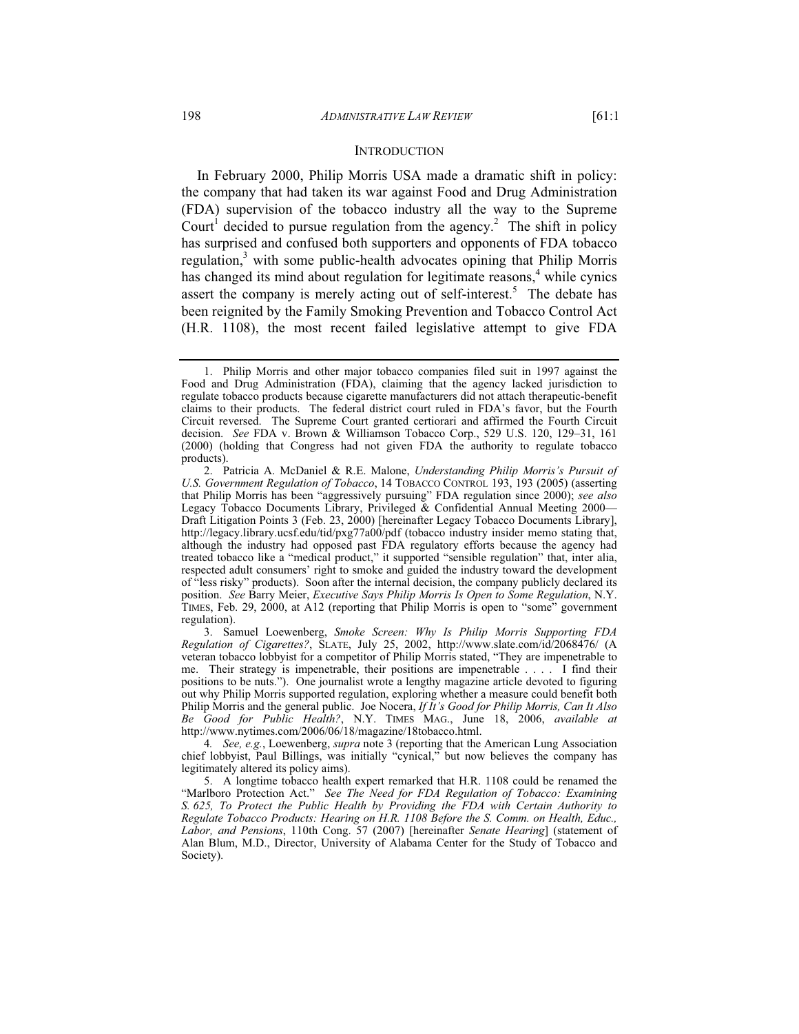## INTRODUCTION

In February 2000, Philip Morris USA made a dramatic shift in policy: the company that had taken its war against Food and Drug Administration (FDA) supervision of the tobacco industry all the way to the Supreme Court[1] decided to pursue regulation from the agency.[2] The shift in policy has surprised and confused both supporters and opponents of FDA tobacco regulation,[3] with some public-health advocates opining that Philip Morris has changed its mind about regulation for legitimate reasons,[4] while cynics assert the company is merely acting out of self-interest.[5] The debate has been reignited by the Family Smoking Prevention and Tobacco Control Act (H.R. 1108), the most recent failed legislative attempt to give FDA

---

1. Philip Morris and other major tobacco companies filed suit in 1997 against the Food and Drug Administration (FDA), claiming that the agency lacked jurisdiction to regulate tobacco products because cigarette manufacturers did not attach therapeutic-benefit claims to their products. The federal district court ruled in FDA's favor, but the Fourth Circuit reversed. The Supreme Court granted certiorari and affirmed the Fourth Circuit decision. *See* FDA v. Brown & Williamson Tobacco Corp., 529 U.S. 120, 129–31, 161 (2000) (holding that Congress had not given FDA the authority to regulate tobacco products).

2. Patricia A. McDaniel & R.E. Malone, *Understanding Philip Morris's Pursuit of U.S. Government Regulation of Tobacco*, 14 TOBACCO CONTROL 193, 193 (2005) (asserting that Philip Morris has been "aggressively pursuing" FDA regulation since 2000); *see also* Legacy Tobacco Documents Library, Privileged & Confidential Annual Meeting 2000—Draft Litigation Points 3 (Feb. 23, 2000) [hereinafter Legacy Tobacco Documents Library], http://legacy.library.ucsf.edu/tid/pxg77a00/pdf (tobacco industry insider memo stating that, although the industry had opposed past FDA regulatory efforts because the agency had treated tobacco like a "medical product," it supported "sensible regulation" that, inter alia, respected adult consumers' right to smoke and guided the industry toward the development of "less risky" products). Soon after the internal decision, the company publicly declared its position. *See* Barry Meier, *Executive Says Philip Morris Is Open to Some Regulation*, N.Y. TIMES, Feb. 29, 2000, at A12 (reporting that Philip Morris is open to "some" government regulation).

3. Samuel Loewenberg, *Smoke Screen: Why Is Philip Morris Supporting FDA Regulation of Cigarettes?*, SLATE, July 25, 2002, http://www.slate.com/id/2068476/ (A veteran tobacco lobbyist for a competitor of Philip Morris stated, "They are impenetrable to me. Their strategy is impenetrable, their positions are impenetrable . . . . I find their positions to be nuts."). One journalist wrote a lengthy magazine article devoted to figuring out why Philip Morris supported regulation, exploring whether a measure could benefit both Philip Morris and the general public. Joe Nocera, *If It's Good for Philip Morris, Can It Also Be Good for Public Health?*, N.Y. TIMES MAG., June 18, 2006, *available at* http://www.nytimes.com/2006/06/18/magazine/18tobacco.html.

4. *See, e.g.*, Loewenberg, *supra* note 3 (reporting that the American Lung Association chief lobbyist, Paul Billings, was initially "cynical," but now believes the company has legitimately altered its policy aims).

5. A longtime tobacco health expert remarked that H.R. 1108 could be renamed the "Marlboro Protection Act." *See The Need for FDA Regulation of Tobacco: Examining S. 625, To Protect the Public Health by Providing the FDA with Certain Authority to Regulate Tobacco Products: Hearing on H.R. 1108 Before the S. Comm. on Health, Educ., Labor, and Pensions*, 110th Cong. 57 (2007) [hereinafter *Senate Hearing*] (statement of Alan Blum, M.D., Director, University of Alabama Center for the Study of Tobacco and Society).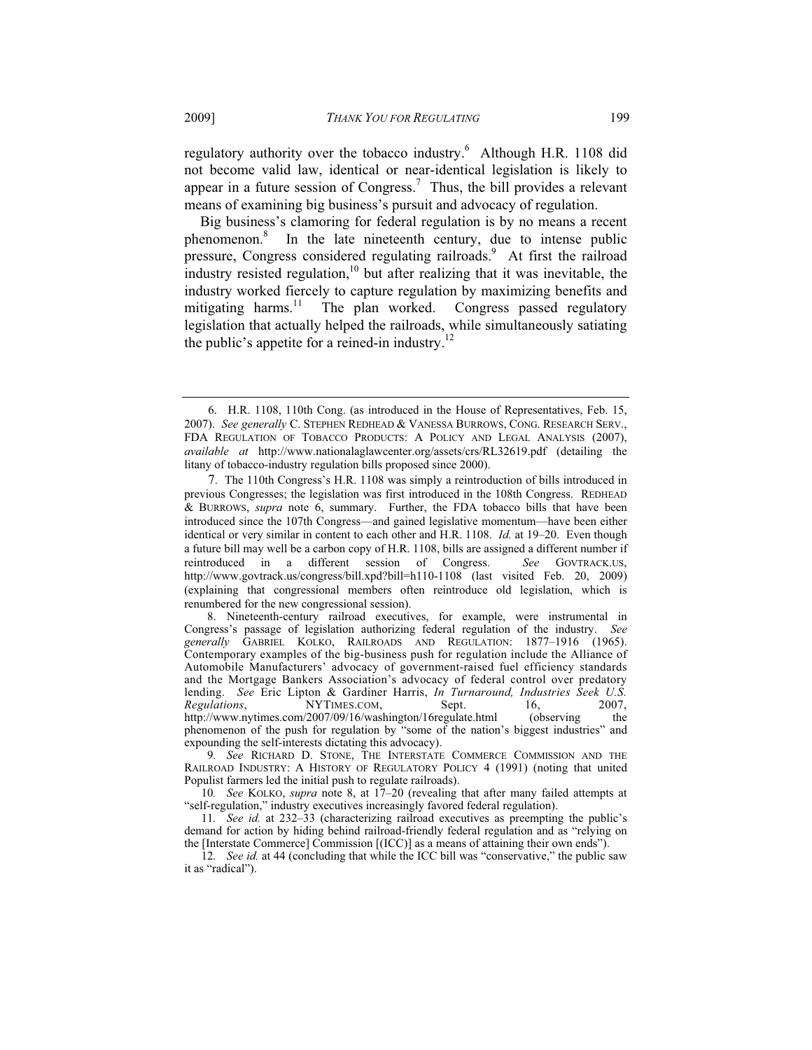regulatory authority over the tobacco industry.[6] Although H.R. 1108 did not become valid law, identical or near-identical legislation is likely to appear in a future session of Congress.[7] Thus, the bill provides a relevant means of examining big business's pursuit and advocacy of regulation.

Big business's clamoring for federal regulation is by no means a recent phenomenon.[8] In the late nineteenth century, due to intense public pressure, Congress considered regulating railroads.[9] At first the railroad industry resisted regulation,[10] but after realizing that it was inevitable, the industry worked fiercely to capture regulation by maximizing benefits and mitigating harms.[11] The plan worked. Congress passed regulatory legislation that actually helped the railroads, while simultaneously satiating the public's appetite for a reined-in industry.[12]

---

6. H.R. 1108, 110th Cong. (as introduced in the House of Representatives, Feb. 15, 2007). *See generally* C. STEPHEN REDHEAD & VANESSA BURROWS, CONG. RESEARCH SERV., FDA REGULATION OF TOBACCO PRODUCTS: A POLICY AND LEGAL ANALYSIS (2007), *available at* http://www.nationalaglawcenter.org/assets/crs/RL32619.pdf (detailing the litany of tobacco-industry regulation bills proposed since 2000).

7. The 110th Congress's H.R. 1108 was simply a reintroduction of bills introduced in previous Congresses; the legislation was first introduced in the 108th Congress. REDHEAD & BURROWS, *supra* note 6, summary. Further, the FDA tobacco bills that have been introduced since the 107th Congress—and gained legislative momentum—have been either identical or very similar in content to each other and H.R. 1108. *Id.* at 19–20. Even though a future bill may well be a carbon copy of H.R. 1108, bills are assigned a different number if reintroduced in a different session of Congress. *See* GOVTRACK.US, http://www.govtrack.us/congress/bill.xpd?bill=h110-1108 (last visited Feb. 20, 2009) (explaining that congressional members often reintroduce old legislation, which is renumbered for the new congressional session).

8. Nineteenth-century railroad executives, for example, were instrumental in Congress's passage of legislation authorizing federal regulation of the industry. *See generally* GABRIEL KOLKO, RAILROADS AND REGULATION: 1877–1916 (1965). Contemporary examples of the big-business push for regulation include the Alliance of Automobile Manufacturers' advocacy of government-raised fuel efficiency standards and the Mortgage Bankers Association's advocacy of federal control over predatory lending. *See* Eric Lipton & Gardiner Harris, *In Turnaround, Industries Seek U.S. Regulations*, NYTIMES.COM, Sept. 16, 2007, http://www.nytimes.com/2007/09/16/washington/16regulate.html (observing the phenomenon of the push for regulation by "some of the nation's biggest industries" and expounding the self-interests dictating this advocacy).

9. *See* RICHARD D. STONE, THE INTERSTATE COMMERCE COMMISSION AND THE RAILROAD INDUSTRY: A HISTORY OF REGULATORY POLICY 4 (1991) (noting that united Populist farmers led the initial push to regulate railroads).

10. *See* KOLKO, *supra* note 8, at 17–20 (revealing that after many failed attempts at "self-regulation," industry executives increasingly favored federal regulation).

11. *See id.* at 232–33 (characterizing railroad executives as preempting the public's demand for action by hiding behind railroad-friendly federal regulation and as "relying on the [Interstate Commerce] Commission [(ICC)] as a means of attaining their own ends").

12. *See id.* at 44 (concluding that while the ICC bill was "conservative," the public saw it as "radical").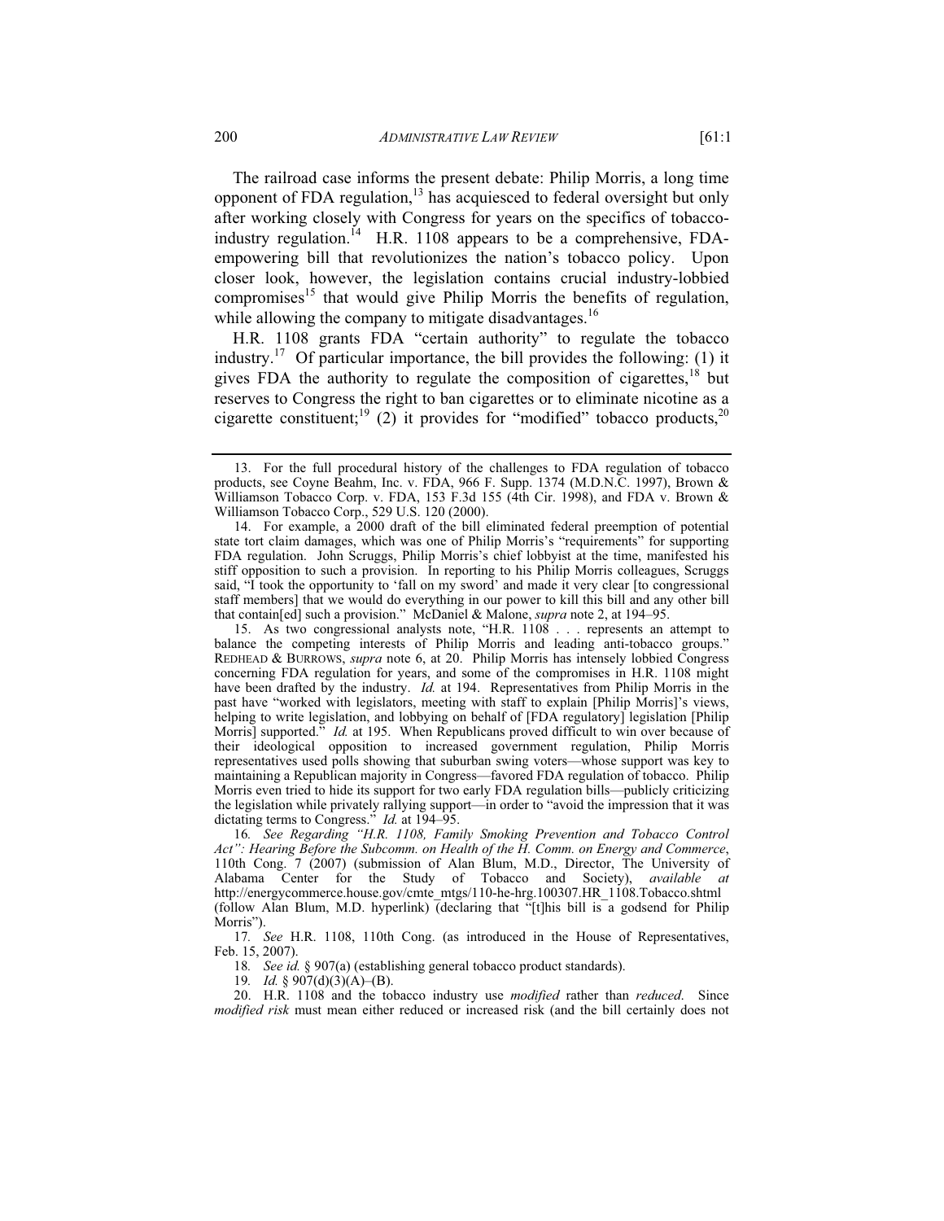The railroad case informs the present debate: Philip Morris, a long time opponent of FDA regulation,[13] has acquiesced to federal oversight but only after working closely with Congress for years on the specifics of tobacco-industry regulation.[14] H.R. 1108 appears to be a comprehensive, FDA-empowering bill that revolutionizes the nation's tobacco policy. Upon closer look, however, the legislation contains crucial industry-lobbied compromises[15] that would give Philip Morris the benefits of regulation, while allowing the company to mitigate disadvantages.[16]

H.R. 1108 grants FDA "certain authority" to regulate the tobacco industry.[17] Of particular importance, the bill provides the following: (1) it gives FDA the authority to regulate the composition of cigarettes,[18] but reserves to Congress the right to ban cigarettes or to eliminate nicotine as a cigarette constituent;[19] (2) it provides for "modified" tobacco products,[20]

---

13. For the full procedural history of the challenges to FDA regulation of tobacco products, see Coyne Beahm, Inc. v. FDA, 966 F. Supp. 1374 (M.D.N.C. 1997), Brown & Williamson Tobacco Corp. v. FDA, 153 F.3d 155 (4th Cir. 1998), and FDA v. Brown & Williamson Tobacco Corp., 529 U.S. 120 (2000).

14. For example, a 2000 draft of the bill eliminated federal preemption of potential state tort claim damages, which was one of Philip Morris's "requirements" for supporting FDA regulation. John Scruggs, Philip Morris's chief lobbyist at the time, manifested his stiff opposition to such a provision. In reporting to his Philip Morris colleagues, Scruggs said, "I took the opportunity to 'fall on my sword' and made it very clear [to congressional staff members] that we would do everything in our power to kill this bill and any other bill that contain[ed] such a provision." McDaniel & Malone, *supra* note 2, at 194–95.

15. As two congressional analysts note, "H.R. 1108 . . . represents an attempt to balance the competing interests of Philip Morris and leading anti-tobacco groups." REDHEAD & BURROWS, *supra* note 6, at 20. Philip Morris has intensely lobbied Congress concerning FDA regulation for years, and some of the compromises in H.R. 1108 might have been drafted by the industry. *Id.* at 194. Representatives from Philip Morris in the past have "worked with legislators, meeting with staff to explain [Philip Morris]'s views, helping to write legislation, and lobbying on behalf of [FDA regulatory] legislation [Philip Morris] supported." *Id.* at 195. When Republicans proved difficult to win over because of their ideological opposition to increased government regulation, Philip Morris representatives used polls showing that suburban swing voters—whose support was key to maintaining a Republican majority in Congress—favored FDA regulation of tobacco. Philip Morris even tried to hide its support for two early FDA regulation bills—publicly criticizing the legislation while privately rallying support—in order to "avoid the impression that it was dictating terms to Congress." *Id.* at 194–95.

16. *See Regarding "H.R. 1108, Family Smoking Prevention and Tobacco Control Act": Hearing Before the Subcomm. on Health of the H. Comm. on Energy and Commerce*, 110th Cong. 7 (2007) (submission of Alan Blum, M.D., Director, The University of Alabama Center for the Study of Tobacco and Society), *available at* http://energycommerce.house.gov/cmte_mtgs/110-he-hrg.100307.HR_1108.Tobacco.shtml (follow Alan Blum, M.D. hyperlink) (declaring that "[t]his bill is a godsend for Philip Morris").

17. *See* H.R. 1108, 110th Cong. (as introduced in the House of Representatives, Feb. 15, 2007).

18. *See id.* § 907(a) (establishing general tobacco product standards).

19. *Id.* § 907(d)(3)(A)–(B).

20. H.R. 1108 and the tobacco industry use *modified* rather than *reduced*. Since *modified risk* must mean either reduced or increased risk (and the bill certainly does not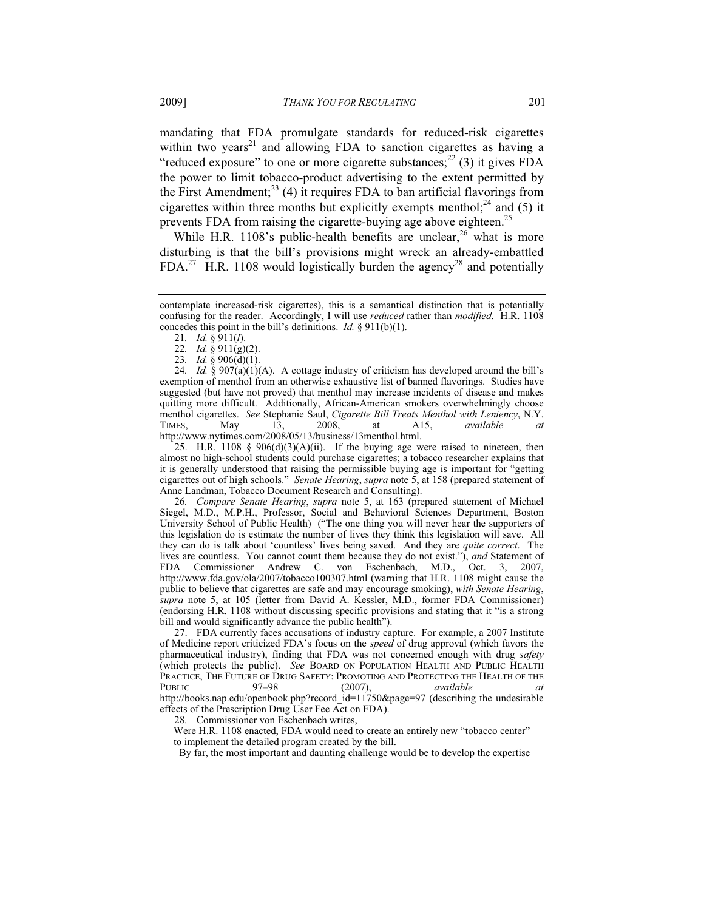mandating that FDA promulgate standards for reduced-risk cigarettes within two years[21] and allowing FDA to sanction cigarettes as having a "reduced exposure" to one or more cigarette substances;[22] (3) it gives FDA the power to limit tobacco-product advertising to the extent permitted by the First Amendment;[23] (4) it requires FDA to ban artificial flavorings from cigarettes within three months but explicitly exempts menthol;[24] and (5) it prevents FDA from raising the cigarette-buying age above eighteen.[25]

While H.R. 1108's public-health benefits are unclear,[26] what is more disturbing is that the bill's provisions might wreck an already-embattled FDA.[27] H.R. 1108 would logistically burden the agency[28] and potentially

---

contemplate increased-risk cigarettes), this is a semantical distinction that is potentially confusing for the reader. Accordingly, I will use *reduced* rather than *modified*. H.R. 1108 concedes this point in the bill's definitions. *Id.* § 911(b)(1).

21. *Id.* § 911(*l*).

22. *Id.* § 911(g)(2).

23. *Id.* § 906(d)(1).

24. *Id.* § 907(a)(1)(A). A cottage industry of criticism has developed around the bill's exemption of menthol from an otherwise exhaustive list of banned flavorings. Studies have suggested (but have not proved) that menthol may increase incidents of disease and makes quitting more difficult. Additionally, African-American smokers overwhelmingly choose menthol cigarettes. *See* Stephanie Saul, *Cigarette Bill Treats Menthol with Leniency*, N.Y. TIMES, May 13, 2008, at A15, *available at* http://www.nytimes.com/2008/05/13/business/13menthol.html.

25. H.R. 1108 § 906(d)(3)(A)(ii). If the buying age were raised to nineteen, then almost no high-school students could purchase cigarettes; a tobacco researcher explains that it is generally understood that raising the permissible buying age is important for "getting cigarettes out of high schools." *Senate Hearing*, *supra* note 5, at 158 (prepared statement of Anne Landman, Tobacco Document Research and Consulting).

26. *Compare Senate Hearing*, *supra* note 5, at 163 (prepared statement of Michael Siegel, M.D., M.P.H., Professor, Social and Behavioral Sciences Department, Boston University School of Public Health) ("The one thing you will never hear the supporters of this legislation do is estimate the number of lives they think this legislation will save. All they can do is talk about 'countless' lives being saved. And they are *quite correct*. The lives are countless. You cannot count them because they do not exist."), *and* Statement of FDA Commissioner Andrew C. von Eschenbach, M.D., Oct. 3, 2007, http://www.fda.gov/ola/2007/tobacco100307.html (warning that H.R. 1108 might cause the public to believe that cigarettes are safe and may encourage smoking), *with Senate Hearing*, *supra* note 5, at 105 (letter from David A. Kessler, M.D., former FDA Commissioner) (endorsing H.R. 1108 without discussing specific provisions and stating that it "is a strong bill and would significantly advance the public health").

27. FDA currently faces accusations of industry capture. For example, a 2007 Institute of Medicine report criticized FDA's focus on the *speed* of drug approval (which favors the pharmaceutical industry), finding that FDA was not concerned enough with drug *safety* (which protects the public). *See* BOARD ON POPULATION HEALTH AND PUBLIC HEALTH PRACTICE, THE FUTURE OF DRUG SAFETY: PROMOTING AND PROTECTING THE HEALTH OF THE PUBLIC 97–98 (2007), *available at* http://books.nap.edu/openbook.php?record_id=11750&page=97 (describing the undesirable effects of the Prescription Drug User Fee Act on FDA).

28. Commissioner von Eschenbach writes,

> Were H.R. 1108 enacted, FDA would need to create an entirely new "tobacco center" to implement the detailed program created by the bill.
>
> By far, the most important and daunting challenge would be to develop the expertise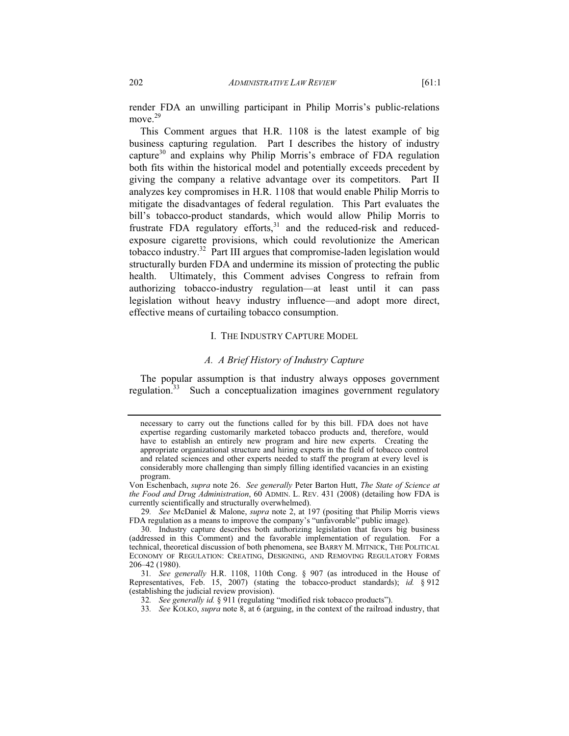render FDA an unwilling participant in Philip Morris's public-relations move.[29]

This Comment argues that H.R. 1108 is the latest example of big business capturing regulation. Part I describes the history of industry capture[30] and explains why Philip Morris's embrace of FDA regulation both fits within the historical model and potentially exceeds precedent by giving the company a relative advantage over its competitors. Part II analyzes key compromises in H.R. 1108 that would enable Philip Morris to mitigate the disadvantages of federal regulation. This Part evaluates the bill's tobacco-product standards, which would allow Philip Morris to frustrate FDA regulatory efforts,[31] and the reduced-risk and reduced-exposure cigarette provisions, which could revolutionize the American tobacco industry.[32] Part III argues that compromise-laden legislation would structurally burden FDA and undermine its mission of protecting the public health. Ultimately, this Comment advises Congress to refrain from authorizing tobacco-industry regulation—at least until it can pass legislation without heavy industry influence—and adopt more direct, effective means of curtailing tobacco consumption.

## I. The Industry Capture Model

### *A. A Brief History of Industry Capture*

The popular assumption is that industry always opposes government regulation.[33] Such a conceptualization imagines government regulatory

---

> necessary to carry out the functions called for by this bill. FDA does not have expertise regarding customarily marketed tobacco products and, therefore, would have to establish an entirely new program and hire new experts. Creating the appropriate organizational structure and hiring experts in the field of tobacco control and related sciences and other experts needed to staff the program at every level is considerably more challenging than simply filling identified vacancies in an existing program.

Von Eschenbach, *supra* note 26. *See generally* Peter Barton Hutt, *The State of Science at the Food and Drug Administration*, 60 ADMIN. L. REV. 431 (2008) (detailing how FDA is currently scientifically and structurally overwhelmed).

29. *See* McDaniel & Malone, *supra* note 2, at 197 (positing that Philip Morris views FDA regulation as a means to improve the company's "unfavorable" public image).

30. Industry capture describes both authorizing legislation that favors big business (addressed in this Comment) and the favorable implementation of regulation. For a technical, theoretical discussion of both phenomena, see BARRY M. MITNICK, THE POLITICAL ECONOMY OF REGULATION: CREATING, DESIGNING, AND REMOVING REGULATORY FORMS 206–42 (1980).

31. *See generally* H.R. 1108, 110th Cong. § 907 (as introduced in the House of Representatives, Feb. 15, 2007) (stating the tobacco-product standards); *id.* § 912 (establishing the judicial review provision).

32. *See generally id.* § 911 (regulating "modified risk tobacco products").

33. *See* KOLKO, *supra* note 8, at 6 (arguing, in the context of the railroad industry, that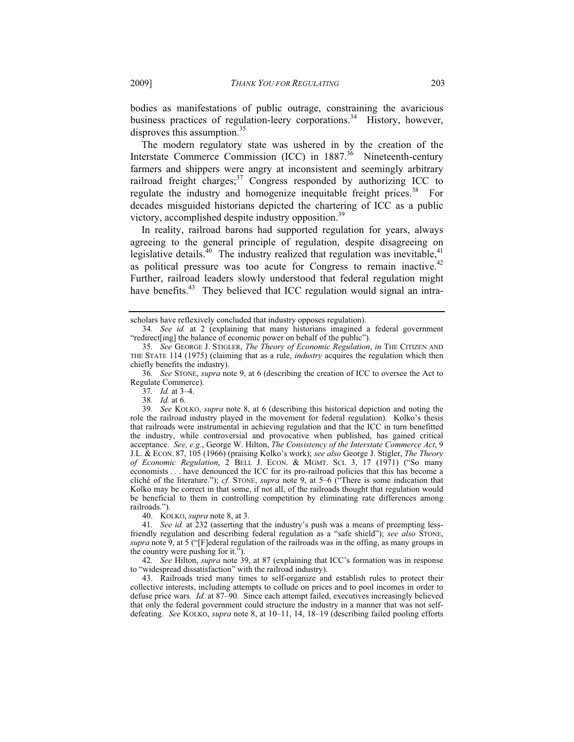bodies as manifestations of public outrage, constraining the avaricious business practices of regulation-leery corporations.[34] History, however, disproves this assumption.[35]

The modern regulatory state was ushered in by the creation of the Interstate Commerce Commission (ICC) in 1887.[36] Nineteenth-century farmers and shippers were angry at inconsistent and seemingly arbitrary railroad freight charges;[37] Congress responded by authorizing ICC to regulate the industry and homogenize inequitable freight prices.[38] For decades misguided historians depicted the chartering of ICC as a public victory, accomplished despite industry opposition.[39]

In reality, railroad barons had supported regulation for years, always agreeing to the general principle of regulation, despite disagreeing on legislative details.[40] The industry realized that regulation was inevitable,[41] as political pressure was too acute for Congress to remain inactive.[42] Further, railroad leaders slowly understood that federal regulation might have benefits.[43] They believed that ICC regulation would signal an intra-

---

scholars have reflexively concluded that industry opposes regulation).

34. *See id.* at 2 (explaining that many historians imagined a federal government "redirect[ing] the balance of economic power on behalf of the public").

35. *See* GEORGE J. STIGLER, *The Theory of Economic Regulation*, *in* THE CITIZEN AND THE STATE 114 (1975) (claiming that as a rule, *industry* acquires the regulation which then chiefly benefits the industry).

36. *See* STONE, *supra* note 9, at 6 (describing the creation of ICC to oversee the Act to Regulate Commerce).

37. *Id.* at 3–4.

38. *Id.* at 6.

39. *See* KOLKO, *supra* note 8, at 6 (describing this historical depiction and noting the role the railroad industry played in the movement for federal regulation). Kolko's thesis that railroads were instrumental in achieving regulation and that the ICC in turn benefitted the industry, while controversial and provocative when published, has gained critical acceptance. *See, e.g.*, George W. Hilton, *The Consistency of the Interstate Commerce Act*, 9 J.L. & ECON. 87, 105 (1966) (praising Kolko's work); *see also* George J. Stigler, *The Theory of Economic Regulation*, 2 BELL J. ECON. & MGMT. SCI. 3, 17 (1971) ("So many economists . . . have denounced the ICC for its pro-railroad policies that this has become a cliché of the literature."); *cf.* STONE, *supra* note 9, at 5–6 ("There is some indication that Kolko may be correct in that some, if not all, of the railroads thought that regulation would be beneficial to them in controlling competition by eliminating rate differences among railroads.").

40. KOLKO, *supra* note 8, at 3.

41. *See id.* at 232 (asserting that the industry's push was a means of preempting less-friendly regulation and describing federal regulation as a "safe shield"); *see also* STONE, *supra* note 9, at 5 ("[F]ederal regulation of the railroads was in the offing, as many groups in the country were pushing for it.").

42. *See* Hilton, *supra* note 39, at 87 (explaining that ICC's formation was in response to "widespread dissatisfaction" with the railroad industry).

43. Railroads tried many times to self-organize and establish rules to protect their collective interests, including attempts to collude on prices and to pool incomes in order to defuse price wars. *Id.* at 87–90. Since each attempt failed, executives increasingly believed that only the federal government could structure the industry in a manner that was not self-defeating. *See* KOLKO, *supra* note 8, at 10–11, 14, 18–19 (describing failed pooling efforts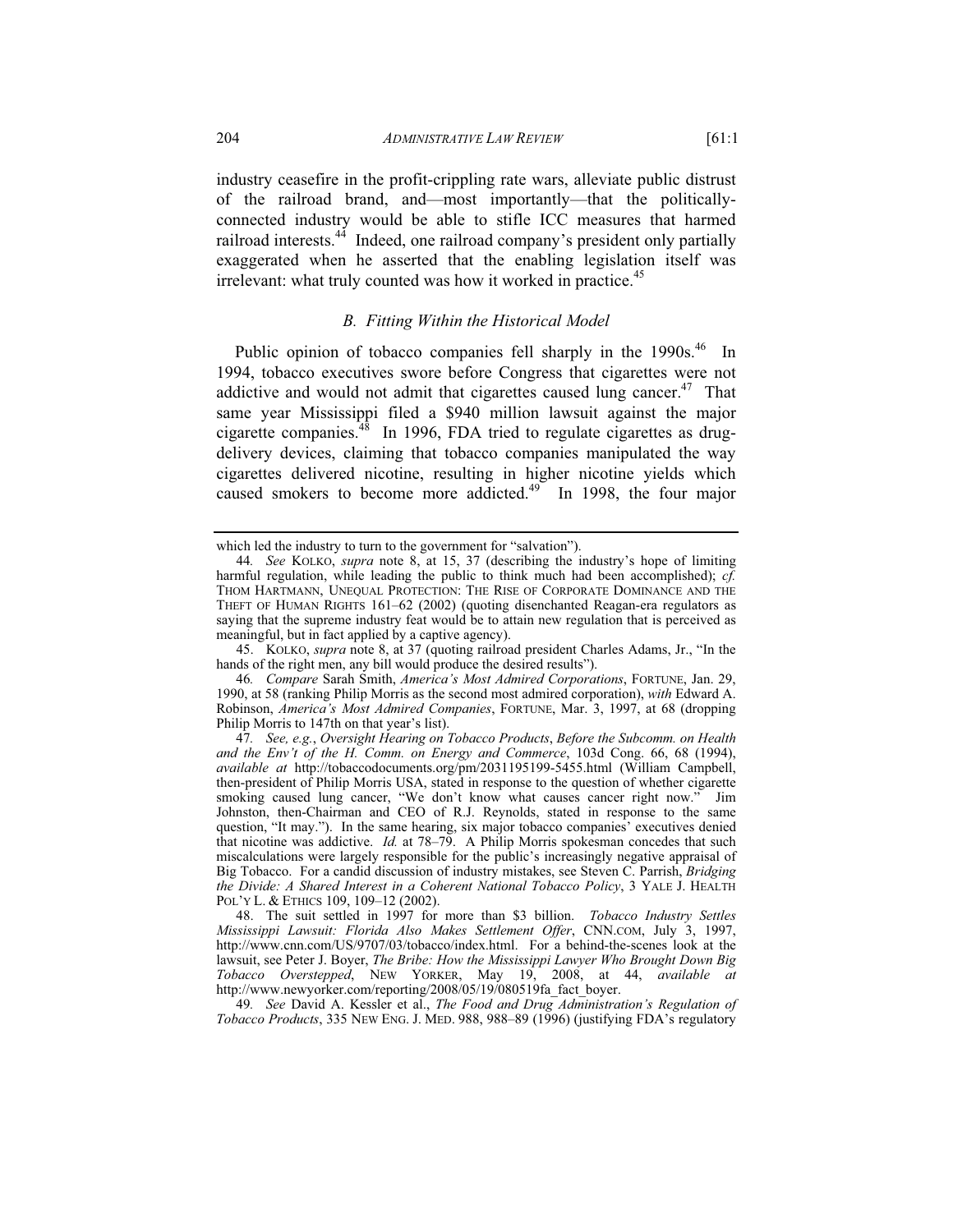industry ceasefire in the profit-crippling rate wars, alleviate public distrust of the railroad brand, and—most importantly—that the politically-connected industry would be able to stifle ICC measures that harmed railroad interests.[44] Indeed, one railroad company's president only partially exaggerated when he asserted that the enabling legislation itself was irrelevant: what truly counted was how it worked in practice.[45]

### *B. Fitting Within the Historical Model*

Public opinion of tobacco companies fell sharply in the 1990s.[46] In 1994, tobacco executives swore before Congress that cigarettes were not addictive and would not admit that cigarettes caused lung cancer.[47] That same year Mississippi filed a \$940 million lawsuit against the major cigarette companies.[48] In 1996, FDA tried to regulate cigarettes as drug-delivery devices, claiming that tobacco companies manipulated the way cigarettes delivered nicotine, resulting in higher nicotine yields which caused smokers to become more addicted.[49] In 1998, the four major

---

which led the industry to turn to the government for "salvation").

44. *See* KOLKO, *supra* note 8, at 15, 37 (describing the industry's hope of limiting harmful regulation, while leading the public to think much had been accomplished); *cf.* THOM HARTMANN, UNEQUAL PROTECTION: THE RISE OF CORPORATE DOMINANCE AND THE THEFT OF HUMAN RIGHTS 161–62 (2002) (quoting disenchanted Reagan-era regulators as saying that the supreme industry feat would be to attain new regulation that is perceived as meaningful, but in fact applied by a captive agency).

45. KOLKO, *supra* note 8, at 37 (quoting railroad president Charles Adams, Jr., "In the hands of the right men, any bill would produce the desired results").

46. *Compare* Sarah Smith, *America's Most Admired Corporations*, FORTUNE, Jan. 29, 1990, at 58 (ranking Philip Morris as the second most admired corporation), *with* Edward A. Robinson, *America's Most Admired Companies*, FORTUNE, Mar. 3, 1997, at 68 (dropping Philip Morris to 147th on that year's list).

47. *See, e.g.*, *Oversight Hearing on Tobacco Products*, *Before the Subcomm. on Health and the Env't of the H. Comm. on Energy and Commerce*, 103d Cong. 66, 68 (1994), *available at* http://tobaccodocuments.org/pm/2031195199-5455.html (William Campbell, then-president of Philip Morris USA, stated in response to the question of whether cigarette smoking caused lung cancer, "We don't know what causes cancer right now." Jim Johnston, then-Chairman and CEO of R.J. Reynolds, stated in response to the same question, "It may."). In the same hearing, six major tobacco companies' executives denied that nicotine was addictive. *Id.* at 78–79. A Philip Morris spokesman concedes that such miscalculations were largely responsible for the public's increasingly negative appraisal of Big Tobacco. For a candid discussion of industry mistakes, see Steven C. Parrish, *Bridging the Divide: A Shared Interest in a Coherent National Tobacco Policy*, 3 YALE J. HEALTH POL'Y L. & ETHICS 109, 109–12 (2002).

48. The suit settled in 1997 for more than \$3 billion. *Tobacco Industry Settles Mississippi Lawsuit: Florida Also Makes Settlement Offer*, CNN.COM, July 3, 1997, http://www.cnn.com/US/9707/03/tobacco/index.html. For a behind-the-scenes look at the lawsuit, see Peter J. Boyer, *The Bribe: How the Mississippi Lawyer Who Brought Down Big Tobacco Overstepped*, NEW YORKER, May 19, 2008, at 44, *available at* http://www.newyorker.com/reporting/2008/05/19/080519fa_fact_boyer.

49. *See* David A. Kessler et al., *The Food and Drug Administration's Regulation of Tobacco Products*, 335 NEW ENG. J. MED. 988, 988–89 (1996) (justifying FDA's regulatory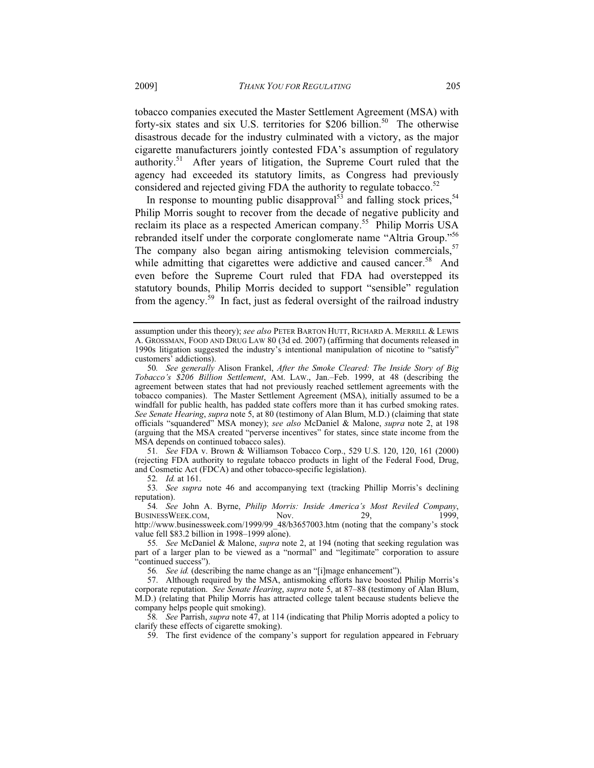tobacco companies executed the Master Settlement Agreement (MSA) with forty-six states and six U.S. territories for $206 billion.[50] The otherwise disastrous decade for the industry culminated with a victory, as the major cigarette manufacturers jointly contested FDA's assumption of regulatory authority.[51] After years of litigation, the Supreme Court ruled that the agency had exceeded its statutory limits, as Congress had previously considered and rejected giving FDA the authority to regulate tobacco.[52]

In response to mounting public disapproval[53] and falling stock prices,[54] Philip Morris sought to recover from the decade of negative publicity and reclaim its place as a respected American company.[55] Philip Morris USA rebranded itself under the corporate conglomerate name "Altria Group."[56] The company also began airing antismoking television commercials,[57] while admitting that cigarettes were addictive and caused cancer.[58] And even before the Supreme Court ruled that FDA had overstepped its statutory bounds, Philip Morris decided to support "sensible" regulation from the agency.[59] In fact, just as federal oversight of the railroad industry

---

assumption under this theory); *see also* PETER BARTON HUTT, RICHARD A. MERRILL & LEWIS A. GROSSMAN, FOOD AND DRUG LAW 80 (3d ed. 2007) (affirming that documents released in 1990s litigation suggested the industry's intentional manipulation of nicotine to "satisfy" customers' addictions).

50. *See generally* Alison Frankel, *After the Smoke Cleared: The Inside Story of Big Tobacco's $206 Billion Settlement*, AM. LAW., Jan.–Feb. 1999, at 48 (describing the agreement between states that had not previously reached settlement agreements with the tobacco companies). The Master Settlement Agreement (MSA), initially assumed to be a windfall for public health, has padded state coffers more than it has curbed smoking rates. *See Senate Hearing*, *supra* note 5, at 80 (testimony of Alan Blum, M.D.) (claiming that state officials "squandered" MSA money); *see also* McDaniel & Malone, *supra* note 2, at 198 (arguing that the MSA created "perverse incentives" for states, since state income from the MSA depends on continued tobacco sales).

51. *See* FDA v. Brown & Williamson Tobacco Corp., 529 U.S. 120, 120, 161 (2000) (rejecting FDA authority to regulate tobacco products in light of the Federal Food, Drug, and Cosmetic Act (FDCA) and other tobacco-specific legislation).

52. *Id.* at 161.

53. *See supra* note 46 and accompanying text (tracking Phillip Morris's declining reputation).

54. *See* John A. Byrne, *Philip Morris: Inside America's Most Reviled Company*, BUSINESSWEEK.COM, Nov. 29, 1999, http://www.businessweek.com/1999/99_48/b3657003.htm (noting that the company's stock value fell $83.2 billion in 1998–1999 alone).

55. *See* McDaniel & Malone, *supra* note 2, at 194 (noting that seeking regulation was part of a larger plan to be viewed as a "normal" and "legitimate" corporation to assure "continued success").

56. *See id.* (describing the name change as an "[i]mage enhancement").

57. Although required by the MSA, antismoking efforts have boosted Philip Morris's corporate reputation. *See Senate Hearing*, *supra* note 5, at 87–88 (testimony of Alan Blum, M.D.) (relating that Philip Morris has attracted college talent because students believe the company helps people quit smoking).

58. *See* Parrish, *supra* note 47, at 114 (indicating that Philip Morris adopted a policy to clarify these effects of cigarette smoking).

59. The first evidence of the company's support for regulation appeared in February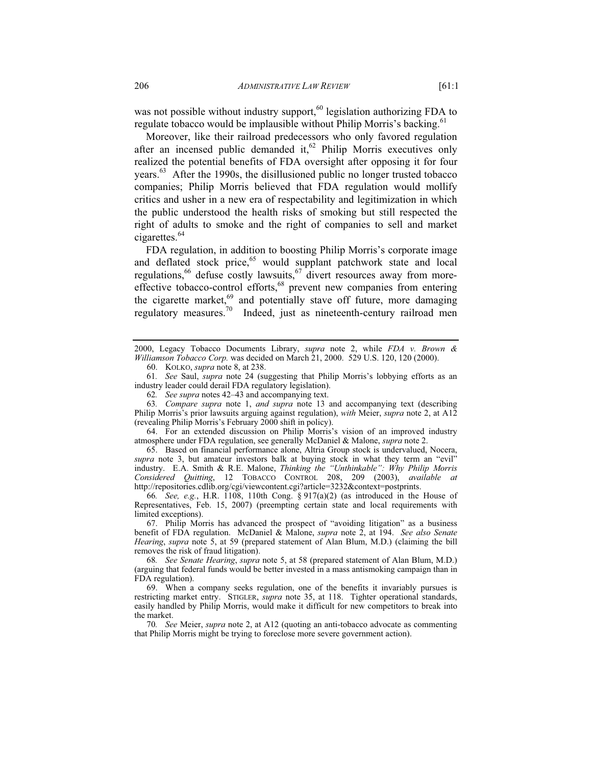was not possible without industry support,[60] legislation authorizing FDA to regulate tobacco would be implausible without Philip Morris's backing.[61]

Moreover, like their railroad predecessors who only favored regulation after an incensed public demanded it,[62] Philip Morris executives only realized the potential benefits of FDA oversight after opposing it for four years.[63] After the 1990s, the disillusioned public no longer trusted tobacco companies; Philip Morris believed that FDA regulation would mollify critics and usher in a new era of respectability and legitimization in which the public understood the health risks of smoking but still respected the right of adults to smoke and the right of companies to sell and market cigarettes.[64]

FDA regulation, in addition to boosting Philip Morris's corporate image and deflated stock price,[65] would supplant patchwork state and local regulations,[66] defuse costly lawsuits,[67] divert resources away from more-effective tobacco-control efforts,[68] prevent new companies from entering the cigarette market,[69] and potentially stave off future, more damaging regulatory measures.[70] Indeed, just as nineteenth-century railroad men

---

2000, Legacy Tobacco Documents Library, *supra* note 2, while *FDA v. Brown & Williamson Tobacco Corp.* was decided on March 21, 2000. 529 U.S. 120, 120 (2000).

60. KOLKO, *supra* note 8, at 238.

61. *See* Saul, *supra* note 24 (suggesting that Philip Morris's lobbying efforts as an industry leader could derail FDA regulatory legislation).

62. *See supra* notes 42–43 and accompanying text.

63. *Compare supra* note 1, *and supra* note 13 and accompanying text (describing Philip Morris's prior lawsuits arguing against regulation), *with* Meier, *supra* note 2, at A12 (revealing Philip Morris's February 2000 shift in policy).

64. For an extended discussion on Philip Morris's vision of an improved industry atmosphere under FDA regulation, see generally McDaniel & Malone, *supra* note 2.

65. Based on financial performance alone, Altria Group stock is undervalued, Nocera, *supra* note 3, but amateur investors balk at buying stock in what they term an "evil" industry. E.A. Smith & R.E. Malone, *Thinking the "Unthinkable": Why Philip Morris Considered Quitting*, 12 TOBACCO CONTROL 208, 209 (2003), *available at* http://repositories.cdlib.org/cgi/viewcontent.cgi?article=3232&context=postprints.

66. *See, e.g.*, H.R. 1108, 110th Cong. § 917(a)(2) (as introduced in the House of Representatives, Feb. 15, 2007) (preempting certain state and local requirements with limited exceptions).

67. Philip Morris has advanced the prospect of "avoiding litigation" as a business benefit of FDA regulation. McDaniel & Malone, *supra* note 2, at 194. *See also Senate Hearing*, *supra* note 5, at 59 (prepared statement of Alan Blum, M.D.) (claiming the bill removes the risk of fraud litigation).

68. *See Senate Hearing*, *supra* note 5, at 58 (prepared statement of Alan Blum, M.D.) (arguing that federal funds would be better invested in a mass antismoking campaign than in FDA regulation).

69. When a company seeks regulation, one of the benefits it invariably pursues is restricting market entry. STIGLER, *supra* note 35, at 118. Tighter operational standards, easily handled by Philip Morris, would make it difficult for new competitors to break into the market.

70. *See* Meier, *supra* note 2, at A12 (quoting an anti-tobacco advocate as commenting that Philip Morris might be trying to foreclose more severe government action).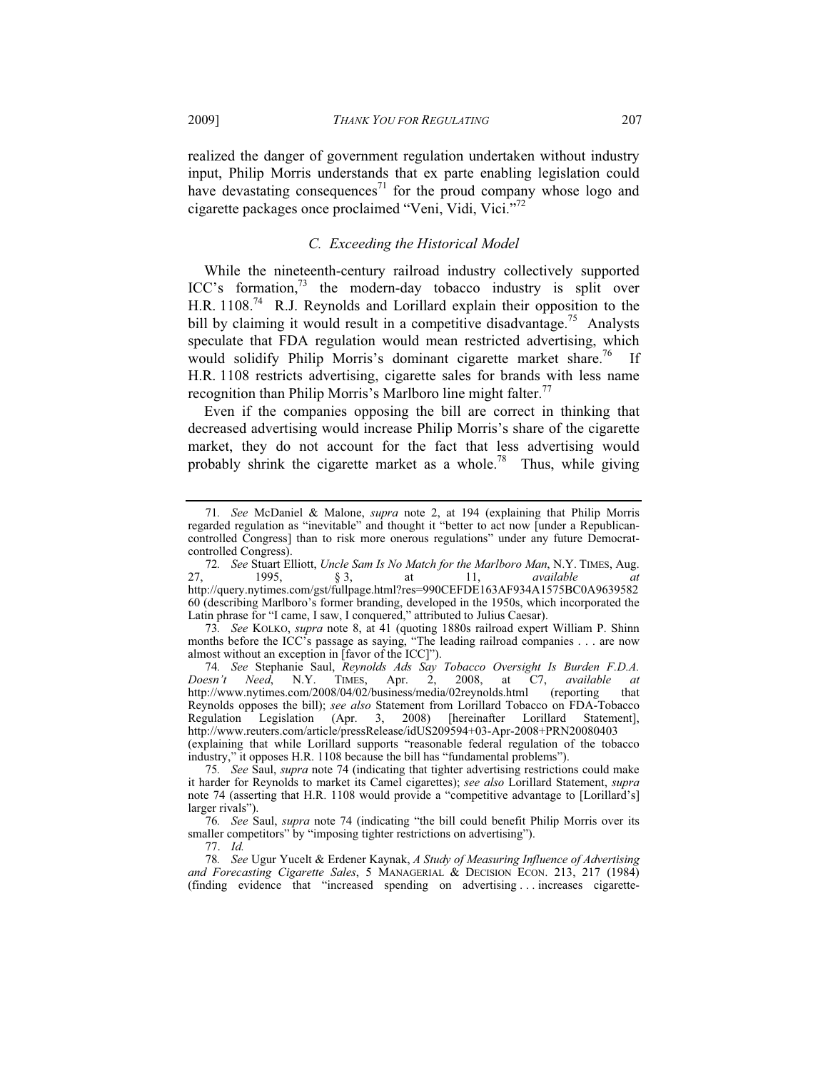realized the danger of government regulation undertaken without industry input, Philip Morris understands that ex parte enabling legislation could have devastating consequences[71] for the proud company whose logo and cigarette packages once proclaimed "Veni, Vidi, Vici."[72]

### C. Exceeding the Historical Model

While the nineteenth-century railroad industry collectively supported ICC's formation,[73] the modern-day tobacco industry is split over H.R. 1108.[74] R.J. Reynolds and Lorillard explain their opposition to the bill by claiming it would result in a competitive disadvantage.[75] Analysts speculate that FDA regulation would mean restricted advertising, which would solidify Philip Morris's dominant cigarette market share.[76] If H.R. 1108 restricts advertising, cigarette sales for brands with less name recognition than Philip Morris's Marlboro line might falter.[77]

Even if the companies opposing the bill are correct in thinking that decreased advertising would increase Philip Morris's share of the cigarette market, they do not account for the fact that less advertising would probably shrink the cigarette market as a whole.[78] Thus, while giving

---

71. *See* McDaniel & Malone, *supra* note 2, at 194 (explaining that Philip Morris regarded regulation as "inevitable" and thought it "better to act now [under a Republican-controlled Congress] than to risk more onerous regulations" under any future Democrat-controlled Congress).

72. *See* Stuart Elliott, *Uncle Sam Is No Match for the Marlboro Man*, N.Y. TIMES, Aug. 27, 1995, § 3, at 11, *available at* http://query.nytimes.com/gst/fullpage.html?res=990CEFDE163AF934A1575BC0A963958260 (describing Marlboro's former branding, developed in the 1950s, which incorporated the Latin phrase for "I came, I saw, I conquered," attributed to Julius Caesar).

73. *See* KOLKO, *supra* note 8, at 41 (quoting 1880s railroad expert William P. Shinn months before the ICC's passage as saying, "The leading railroad companies . . . are now almost without an exception in [favor of the ICC]").

74. *See* Stephanie Saul, *Reynolds Ads Say Tobacco Oversight Is Burden F.D.A. Doesn't Need*, N.Y. TIMES, Apr. 2, 2008, at C7, *available at* http://www.nytimes.com/2008/04/02/business/media/02reynolds.html (reporting that Reynolds opposes the bill); *see also* Statement from Lorillard Tobacco on FDA-Tobacco Regulation Legislation (Apr. 3, 2008) [hereinafter Lorillard Statement], http://www.reuters.com/article/pressRelease/idUS209594+03-Apr-2008+PRN20080403 (explaining that while Lorillard supports "reasonable federal regulation of the tobacco industry," it opposes H.R. 1108 because the bill has "fundamental problems").

75. *See* Saul, *supra* note 74 (indicating that tighter advertising restrictions could make it harder for Reynolds to market its Camel cigarettes); *see also* Lorillard Statement, *supra* note 74 (asserting that H.R. 1108 would provide a "competitive advantage to [Lorillard's] larger rivals").

76. *See* Saul, *supra* note 74 (indicating "the bill could benefit Philip Morris over its smaller competitors" by "imposing tighter restrictions on advertising").

77. *Id.*

78. *See* Ugur Yucelt & Erdener Kaynak, *A Study of Measuring Influence of Advertising and Forecasting Cigarette Sales*, 5 MANAGERIAL & DECISION ECON. 213, 217 (1984) (finding evidence that "increased spending on advertising . . . increases cigarette-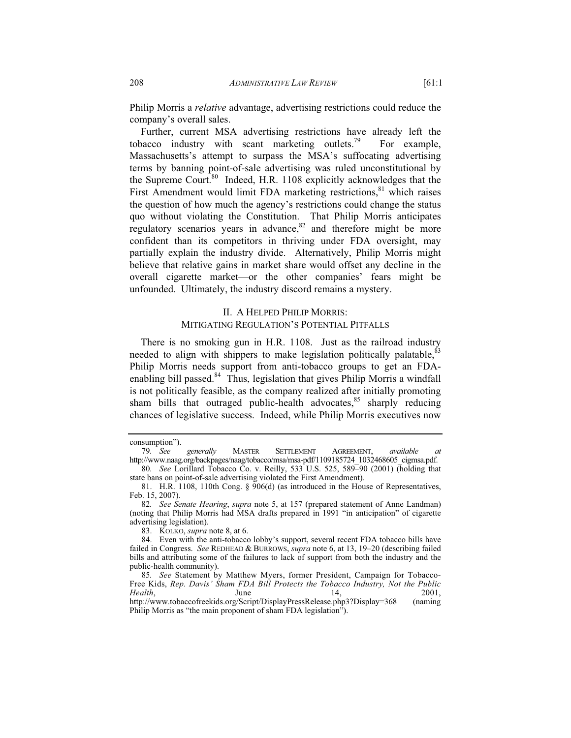Philip Morris a *relative* advantage, advertising restrictions could reduce the company's overall sales.

Further, current MSA advertising restrictions have already left the tobacco industry with scant marketing outlets.[79] For example, Massachusetts's attempt to surpass the MSA's suffocating advertising terms by banning point-of-sale advertising was ruled unconstitutional by the Supreme Court.[80] Indeed, H.R. 1108 explicitly acknowledges that the First Amendment would limit FDA marketing restrictions,[81] which raises the question of how much the agency's restrictions could change the status quo without violating the Constitution. That Philip Morris anticipates regulatory scenarios years in advance,[82] and therefore might be more confident than its competitors in thriving under FDA oversight, may partially explain the industry divide. Alternatively, Philip Morris might believe that relative gains in market share would offset any decline in the overall cigarette market—or the other companies' fears might be unfounded. Ultimately, the industry discord remains a mystery.

## II. A HELPED PHILIP MORRIS: MITIGATING REGULATION'S POTENTIAL PITFALLS

There is no smoking gun in H.R. 1108. Just as the railroad industry needed to align with shippers to make legislation politically palatable,[83] Philip Morris needs support from anti-tobacco groups to get an FDA-enabling bill passed.[84] Thus, legislation that gives Philip Morris a windfall is not politically feasible, as the company realized after initially promoting sham bills that outraged public-health advocates,[85] sharply reducing chances of legislative success. Indeed, while Philip Morris executives now

---

consumption").

79. *See generally* MASTER SETTLEMENT AGREEMENT, *available at* http://www.naag.org/backpages/naag/tobacco/msa/msa-pdf/1109185724_1032468605_cigmsa.pdf.

80. *See* Lorillard Tobacco Co. v. Reilly, 533 U.S. 525, 589–90 (2001) (holding that state bans on point-of-sale advertising violated the First Amendment).

81. H.R. 1108, 110th Cong. § 906(d) (as introduced in the House of Representatives, Feb. 15, 2007).

82. *See Senate Hearing*, *supra* note 5, at 157 (prepared statement of Anne Landman) (noting that Philip Morris had MSA drafts prepared in 1991 "in anticipation" of cigarette advertising legislation).

83. KOLKO, *supra* note 8, at 6.

84. Even with the anti-tobacco lobby's support, several recent FDA tobacco bills have failed in Congress. *See* REDHEAD & BURROWS, *supra* note 6, at 13, 19–20 (describing failed bills and attributing some of the failures to lack of support from both the industry and the public-health community).

85. *See* Statement by Matthew Myers, former President, Campaign for Tobacco-Free Kids, *Rep. Davis' Sham FDA Bill Protects the Tobacco Industry, Not the Public Health*, June 14, 2001, http://www.tobaccofreekids.org/Script/DisplayPressRelease.php3?Display=368 (naming Philip Morris as "the main proponent of sham FDA legislation").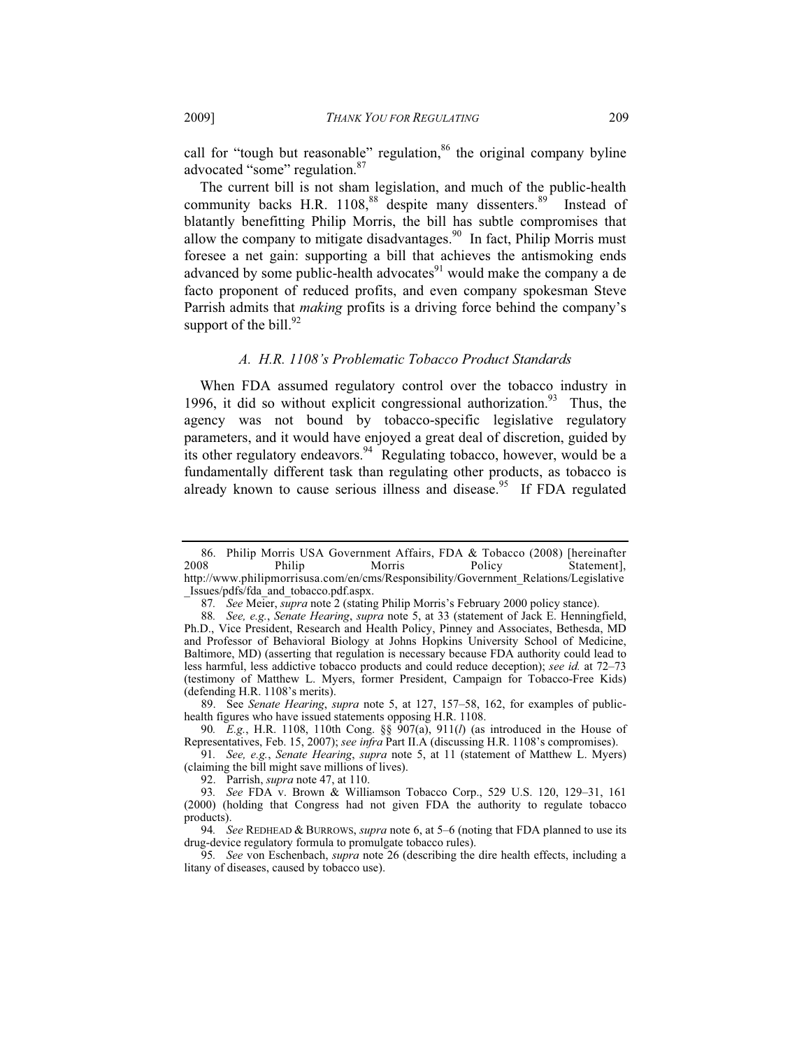call for "tough but reasonable" regulation,[86] the original company byline advocated "some" regulation.[87]

The current bill is not sham legislation, and much of the public-health community backs H.R. 1108,[88] despite many dissenters.[89] Instead of blatantly benefitting Philip Morris, the bill has subtle compromises that allow the company to mitigate disadvantages.[90] In fact, Philip Morris must foresee a net gain: supporting a bill that achieves the antismoking ends advanced by some public-health advocates[91] would make the company a de facto proponent of reduced profits, and even company spokesman Steve Parrish admits that *making* profits is a driving force behind the company's support of the bill.[92]

### *A. H.R. 1108's Problematic Tobacco Product Standards*

When FDA assumed regulatory control over the tobacco industry in 1996, it did so without explicit congressional authorization.[93] Thus, the agency was not bound by tobacco-specific legislative regulatory parameters, and it would have enjoyed a great deal of discretion, guided by its other regulatory endeavors.[94] Regulating tobacco, however, would be a fundamentally different task than regulating other products, as tobacco is already known to cause serious illness and disease.[95] If FDA regulated

---

86. Philip Morris USA Government Affairs, FDA & Tobacco (2008) [hereinafter 2008 Philip Morris Policy Statement], http://www.philipmorrisusa.com/en/cms/Responsibility/Government_Relations/Legislative_Issues/pdfs/fda_and_tobacco.pdf.aspx.

87. *See* Meier, *supra* note 2 (stating Philip Morris's February 2000 policy stance).

88. *See, e.g.*, *Senate Hearing*, *supra* note 5, at 33 (statement of Jack E. Henningfield, Ph.D., Vice President, Research and Health Policy, Pinney and Associates, Bethesda, MD and Professor of Behavioral Biology at Johns Hopkins University School of Medicine, Baltimore, MD) (asserting that regulation is necessary because FDA authority could lead to less harmful, less addictive tobacco products and could reduce deception); *see id.* at 72–73 (testimony of Matthew L. Myers, former President, Campaign for Tobacco-Free Kids) (defending H.R. 1108's merits).

89. See *Senate Hearing*, *supra* note 5, at 127, 157–58, 162, for examples of public-health figures who have issued statements opposing H.R. 1108.

90. *E.g.*, H.R. 1108, 110th Cong. §§ 907(a), 911(*l*) (as introduced in the House of Representatives, Feb. 15, 2007); *see infra* Part II.A (discussing H.R. 1108's compromises).

91. *See, e.g.*, *Senate Hearing*, *supra* note 5, at 11 (statement of Matthew L. Myers) (claiming the bill might save millions of lives).

92. Parrish, *supra* note 47, at 110.

93. *See* FDA v. Brown & Williamson Tobacco Corp., 529 U.S. 120, 129–31, 161 (2000) (holding that Congress had not given FDA the authority to regulate tobacco products).

94. *See* REDHEAD & BURROWS, *supra* note 6, at 5–6 (noting that FDA planned to use its drug-device regulatory formula to promulgate tobacco rules).

95. *See* von Eschenbach, *supra* note 26 (describing the dire health effects, including a litany of diseases, caused by tobacco use).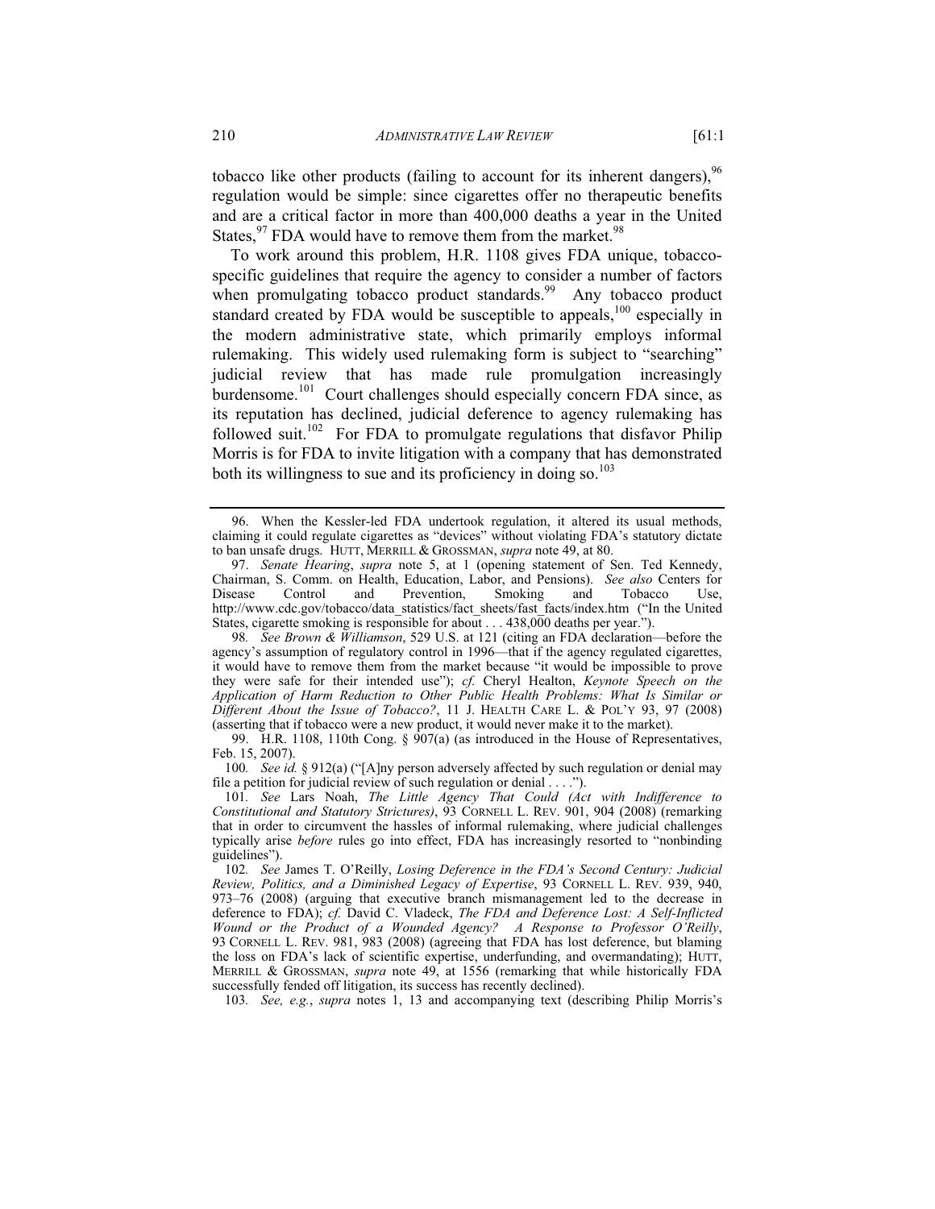tobacco like other products (failing to account for its inherent dangers),[96] regulation would be simple: since cigarettes offer no therapeutic benefits and are a critical factor in more than 400,000 deaths a year in the United States,[97] FDA would have to remove them from the market.[98]

To work around this problem, H.R. 1108 gives FDA unique, tobacco-specific guidelines that require the agency to consider a number of factors when promulgating tobacco product standards.[99] Any tobacco product standard created by FDA would be susceptible to appeals,[100] especially in the modern administrative state, which primarily employs informal rulemaking. This widely used rulemaking form is subject to "searching" judicial review that has made rule promulgation increasingly burdensome.[101] Court challenges should especially concern FDA since, as its reputation has declined, judicial deference to agency rulemaking has followed suit.[102] For FDA to promulgate regulations that disfavor Philip Morris is for FDA to invite litigation with a company that has demonstrated both its willingness to sue and its proficiency in doing so.[103]

---

96. When the Kessler-led FDA undertook regulation, it altered its usual methods, claiming it could regulate cigarettes as "devices" without violating FDA's statutory dictate to ban unsafe drugs. HUTT, MERRILL & GROSSMAN, *supra* note 49, at 80.

97. *Senate Hearing*, *supra* note 5, at 1 (opening statement of Sen. Ted Kennedy, Chairman, S. Comm. on Health, Education, Labor, and Pensions). *See also* Centers for Disease Control and Prevention, Smoking and Tobacco Use, http://www.cdc.gov/tobacco/data_statistics/fact_sheets/fast_facts/index.htm ("In the United States, cigarette smoking is responsible for about . . . 438,000 deaths per year.").

98. *See Brown & Williamson*, 529 U.S. at 121 (citing an FDA declaration—before the agency's assumption of regulatory control in 1996—that if the agency regulated cigarettes, it would have to remove them from the market because "it would be impossible to prove they were safe for their intended use"); *cf.* Cheryl Healton, *Keynote Speech on the Application of Harm Reduction to Other Public Health Problems: What Is Similar or Different About the Issue of Tobacco?*, 11 J. HEALTH CARE L. & POL'Y 93, 97 (2008) (asserting that if tobacco were a new product, it would never make it to the market).

99. H.R. 1108, 110th Cong. § 907(a) (as introduced in the House of Representatives, Feb. 15, 2007).

100. *See id.* § 912(a) ("[A]ny person adversely affected by such regulation or denial may file a petition for judicial review of such regulation or denial . . . .").

101. *See* Lars Noah, *The Little Agency That Could (Act with Indifference to Constitutional and Statutory Strictures)*, 93 CORNELL L. REV. 901, 904 (2008) (remarking that in order to circumvent the hassles of informal rulemaking, where judicial challenges typically arise *before* rules go into effect, FDA has increasingly resorted to "nonbinding guidelines").

102. *See* James T. O'Reilly, *Losing Deference in the FDA's Second Century: Judicial Review, Politics, and a Diminished Legacy of Expertise*, 93 CORNELL L. REV. 939, 940, 973–76 (2008) (arguing that executive branch mismanagement led to the decrease in deference to FDA); *cf.* David C. Vladeck, *The FDA and Deference Lost: A Self-Inflicted Wound or the Product of a Wounded Agency? A Response to Professor O'Reilly*, 93 CORNELL L. REV. 981, 983 (2008) (agreeing that FDA has lost deference, but blaming the loss on FDA's lack of scientific expertise, underfunding, and overmandating); HUTT, MERRILL & GROSSMAN, *supra* note 49, at 1556 (remarking that while historically FDA successfully fended off litigation, its success has recently declined).

103. *See, e.g.*, *supra* notes 1, 13 and accompanying text (describing Philip Morris's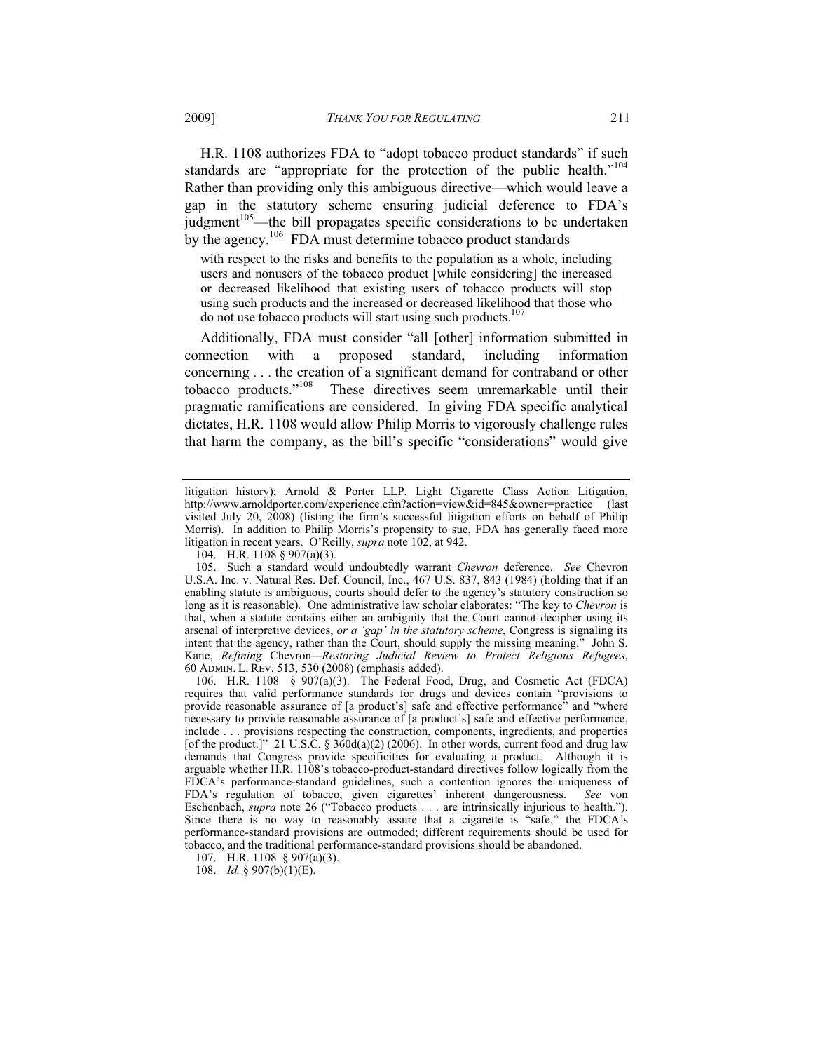H.R. 1108 authorizes FDA to "adopt tobacco product standards" if such standards are "appropriate for the protection of the public health."[104] Rather than providing only this ambiguous directive—which would leave a gap in the statutory scheme ensuring judicial deference to FDA's judgment[105]—the bill propagates specific considerations to be undertaken by the agency.[106] FDA must determine tobacco product standards

> with respect to the risks and benefits to the population as a whole, including users and nonusers of the tobacco product [while considering] the increased or decreased likelihood that existing users of tobacco products will stop using such products and the increased or decreased likelihood that those who do not use tobacco products will start using such products.[107]

Additionally, FDA must consider "all [other] information submitted in connection with a proposed standard, including information concerning . . . the creation of a significant demand for contraband or other tobacco products."[108] These directives seem unremarkable until their pragmatic ramifications are considered. In giving FDA specific analytical dictates, H.R. 1108 would allow Philip Morris to vigorously challenge rules that harm the company, as the bill's specific "considerations" would give

---

litigation history); Arnold & Porter LLP, Light Cigarette Class Action Litigation, http://www.arnoldporter.com/experience.cfm?action=view&id=845&owner=practice (last visited July 20, 2008) (listing the firm's successful litigation efforts on behalf of Philip Morris). In addition to Philip Morris's propensity to sue, FDA has generally faced more litigation in recent years. O'Reilly, *supra* note 102, at 942.

104. H.R. 1108 § 907(a)(3).

105. Such a standard would undoubtedly warrant *Chevron* deference. *See* Chevron U.S.A. Inc. v. Natural Res. Def. Council, Inc., 467 U.S. 837, 843 (1984) (holding that if an enabling statute is ambiguous, courts should defer to the agency's statutory construction so long as it is reasonable). One administrative law scholar elaborates: "The key to *Chevron* is that, when a statute contains either an ambiguity that the Court cannot decipher using its arsenal of interpretive devices, *or a 'gap' in the statutory scheme*, Congress is signaling its intent that the agency, rather than the Court, should supply the missing meaning." John S. Kane, *Refining* Chevron—*Restoring Judicial Review to Protect Religious Refugees*, 60 ADMIN. L. REV. 513, 530 (2008) (emphasis added).

106. H.R. 1108 § 907(a)(3). The Federal Food, Drug, and Cosmetic Act (FDCA) requires that valid performance standards for drugs and devices contain "provisions to provide reasonable assurance of [a product's] safe and effective performance" and "where necessary to provide reasonable assurance of [a product's] safe and effective performance, include . . . provisions respecting the construction, components, ingredients, and properties [of the product.]" 21 U.S.C. § 360d(a)(2) (2006). In other words, current food and drug law demands that Congress provide specificities for evaluating a product. Although it is arguable whether H.R. 1108's tobacco-product-standard directives follow logically from the FDCA's performance-standard guidelines, such a contention ignores the uniqueness of FDA's regulation of tobacco, given cigarettes' inherent dangerousness. *See* von Eschenbach, *supra* note 26 ("Tobacco products . . . are intrinsically injurious to health."). Since there is no way to reasonably assure that a cigarette is "safe," the FDCA's performance-standard provisions are outmoded; different requirements should be used for tobacco, and the traditional performance-standard provisions should be abandoned.

107. H.R. 1108 § 907(a)(3).

108. *Id.* § 907(b)(1)(E).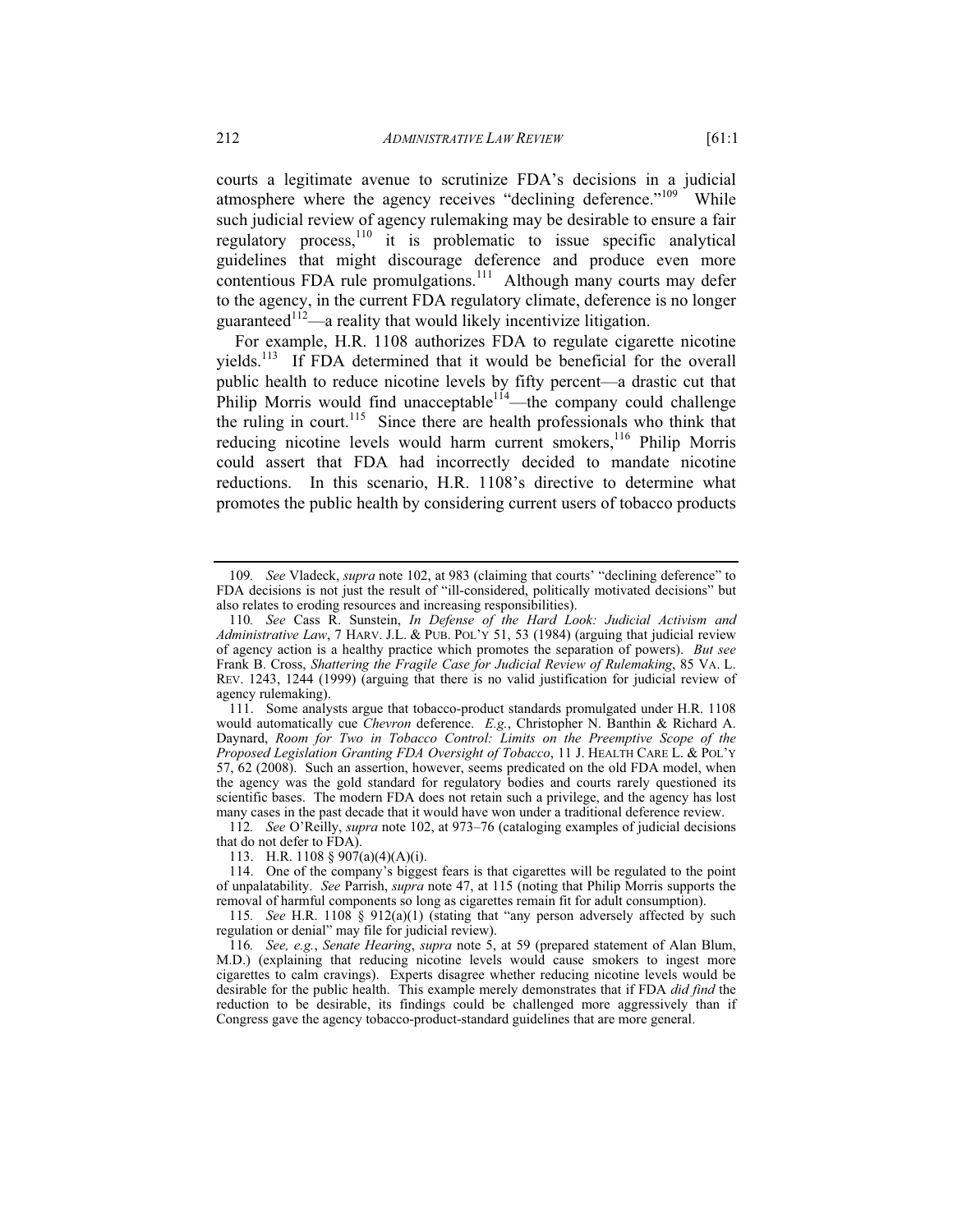courts a legitimate avenue to scrutinize FDA's decisions in a judicial atmosphere where the agency receives "declining deference."[109] While such judicial review of agency rulemaking may be desirable to ensure a fair regulatory process,[110] it is problematic to issue specific analytical guidelines that might discourage deference and produce even more contentious FDA rule promulgations.[111] Although many courts may defer to the agency, in the current FDA regulatory climate, deference is no longer guaranteed[112]—a reality that would likely incentivize litigation.

For example, H.R. 1108 authorizes FDA to regulate cigarette nicotine yields.[113] If FDA determined that it would be beneficial for the overall public health to reduce nicotine levels by fifty percent—a drastic cut that Philip Morris would find unacceptable[114]—the company could challenge the ruling in court.[115] Since there are health professionals who think that reducing nicotine levels would harm current smokers,[116] Philip Morris could assert that FDA had incorrectly decided to mandate nicotine reductions. In this scenario, H.R. 1108's directive to determine what promotes the public health by considering current users of tobacco products

---

109. *See* Vladeck, *supra* note 102, at 983 (claiming that courts' "declining deference" to FDA decisions is not just the result of "ill-considered, politically motivated decisions" but also relates to eroding resources and increasing responsibilities).

110. *See* Cass R. Sunstein, *In Defense of the Hard Look: Judicial Activism and Administrative Law*, 7 HARV. J.L. & PUB. POL'Y 51, 53 (1984) (arguing that judicial review of agency action is a healthy practice which promotes the separation of powers). *But see* Frank B. Cross, *Shattering the Fragile Case for Judicial Review of Rulemaking*, 85 VA. L. REV. 1243, 1244 (1999) (arguing that there is no valid justification for judicial review of agency rulemaking).

111. Some analysts argue that tobacco-product standards promulgated under H.R. 1108 would automatically cue *Chevron* deference. *E.g.*, Christopher N. Banthin & Richard A. Daynard, *Room for Two in Tobacco Control: Limits on the Preemptive Scope of the Proposed Legislation Granting FDA Oversight of Tobacco*, 11 J. HEALTH CARE L. & POL'Y 57, 62 (2008). Such an assertion, however, seems predicated on the old FDA model, when the agency was the gold standard for regulatory bodies and courts rarely questioned its scientific bases. The modern FDA does not retain such a privilege, and the agency has lost many cases in the past decade that it would have won under a traditional deference review.

112. *See* O'Reilly, *supra* note 102, at 973–76 (cataloging examples of judicial decisions that do not defer to FDA).

113. H.R. 1108 § 907(a)(4)(A)(i).

114. One of the company's biggest fears is that cigarettes will be regulated to the point of unpalatability. *See* Parrish, *supra* note 47, at 115 (noting that Philip Morris supports the removal of harmful components so long as cigarettes remain fit for adult consumption).

115. *See* H.R. 1108 § 912(a)(1) (stating that "any person adversely affected by such regulation or denial" may file for judicial review).

116. *See, e.g.*, *Senate Hearing*, *supra* note 5, at 59 (prepared statement of Alan Blum, M.D.) (explaining that reducing nicotine levels would cause smokers to ingest more cigarettes to calm cravings). Experts disagree whether reducing nicotine levels would be desirable for the public health. This example merely demonstrates that if FDA *did find* the reduction to be desirable, its findings could be challenged more aggressively than if Congress gave the agency tobacco-product-standard guidelines that are more general.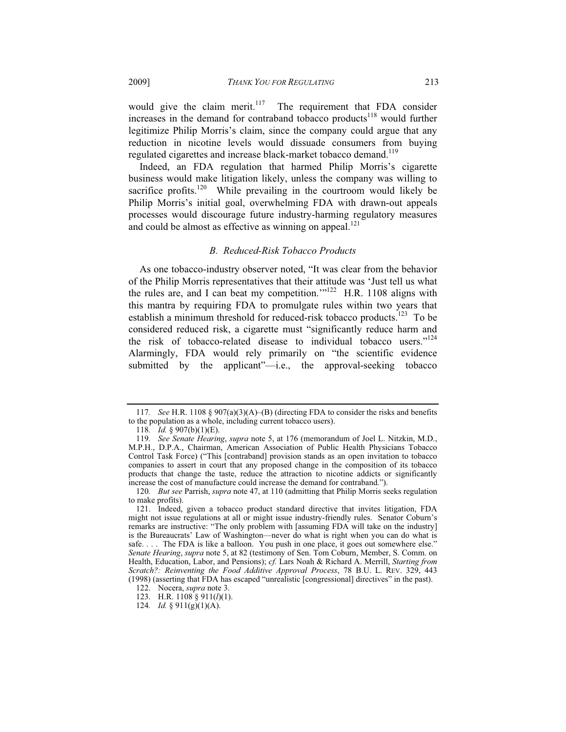would give the claim merit.[117] The requirement that FDA consider increases in the demand for contraband tobacco products[118] would further legitimize Philip Morris's claim, since the company could argue that any reduction in nicotine levels would dissuade consumers from buying regulated cigarettes and increase black-market tobacco demand.[119]

Indeed, an FDA regulation that harmed Philip Morris's cigarette business would make litigation likely, unless the company was willing to sacrifice profits.[120] While prevailing in the courtroom would likely be Philip Morris's initial goal, overwhelming FDA with drawn-out appeals processes would discourage future industry-harming regulatory measures and could be almost as effective as winning on appeal.[121]

### *B. Reduced-Risk Tobacco Products*

As one tobacco-industry observer noted, "It was clear from the behavior of the Philip Morris representatives that their attitude was 'Just tell us what the rules are, and I can beat my competition.'"[122] H.R. 1108 aligns with this mantra by requiring FDA to promulgate rules within two years that establish a minimum threshold for reduced-risk tobacco products.[123] To be considered reduced risk, a cigarette must "significantly reduce harm and the risk of tobacco-related disease to individual tobacco users."[124] Alarmingly, FDA would rely primarily on "the scientific evidence submitted by the applicant"—i.e., the approval-seeking tobacco

---

117. *See* H.R. 1108 § 907(a)(3)(A)–(B) (directing FDA to consider the risks and benefits to the population as a whole, including current tobacco users).

118. *Id.* § 907(b)(1)(E).

119. *See Senate Hearing*, *supra* note 5, at 176 (memorandum of Joel L. Nitzkin, M.D., M.P.H., D.P.A., Chairman, American Association of Public Health Physicians Tobacco Control Task Force) ("This [contraband] provision stands as an open invitation to tobacco companies to assert in court that any proposed change in the composition of its tobacco products that change the taste, reduce the attraction to nicotine addicts or significantly increase the cost of manufacture could increase the demand for contraband.").

120. *But see* Parrish, *supra* note 47, at 110 (admitting that Philip Morris seeks regulation to make profits).

121. Indeed, given a tobacco product standard directive that invites litigation, FDA might not issue regulations at all or might issue industry-friendly rules. Senator Coburn's remarks are instructive: "The only problem with [assuming FDA will take on the industry] is the Bureaucrats' Law of Washington—never do what is right when you can do what is safe. . . . The FDA is like a balloon. You push in one place, it goes out somewhere else." *Senate Hearing*, *supra* note 5, at 82 (testimony of Sen. Tom Coburn, Member, S. Comm. on Health, Education, Labor, and Pensions); *cf.* Lars Noah & Richard A. Merrill, *Starting from Scratch?: Reinventing the Food Additive Approval Process*, 78 B.U. L. REV. 329, 443 (1998) (asserting that FDA has escaped "unrealistic [congressional] directives" in the past).

122. Nocera, *supra* note 3.

123. H.R. 1108 § 911(*l*)(1).

124. *Id.* § 911(g)(1)(A).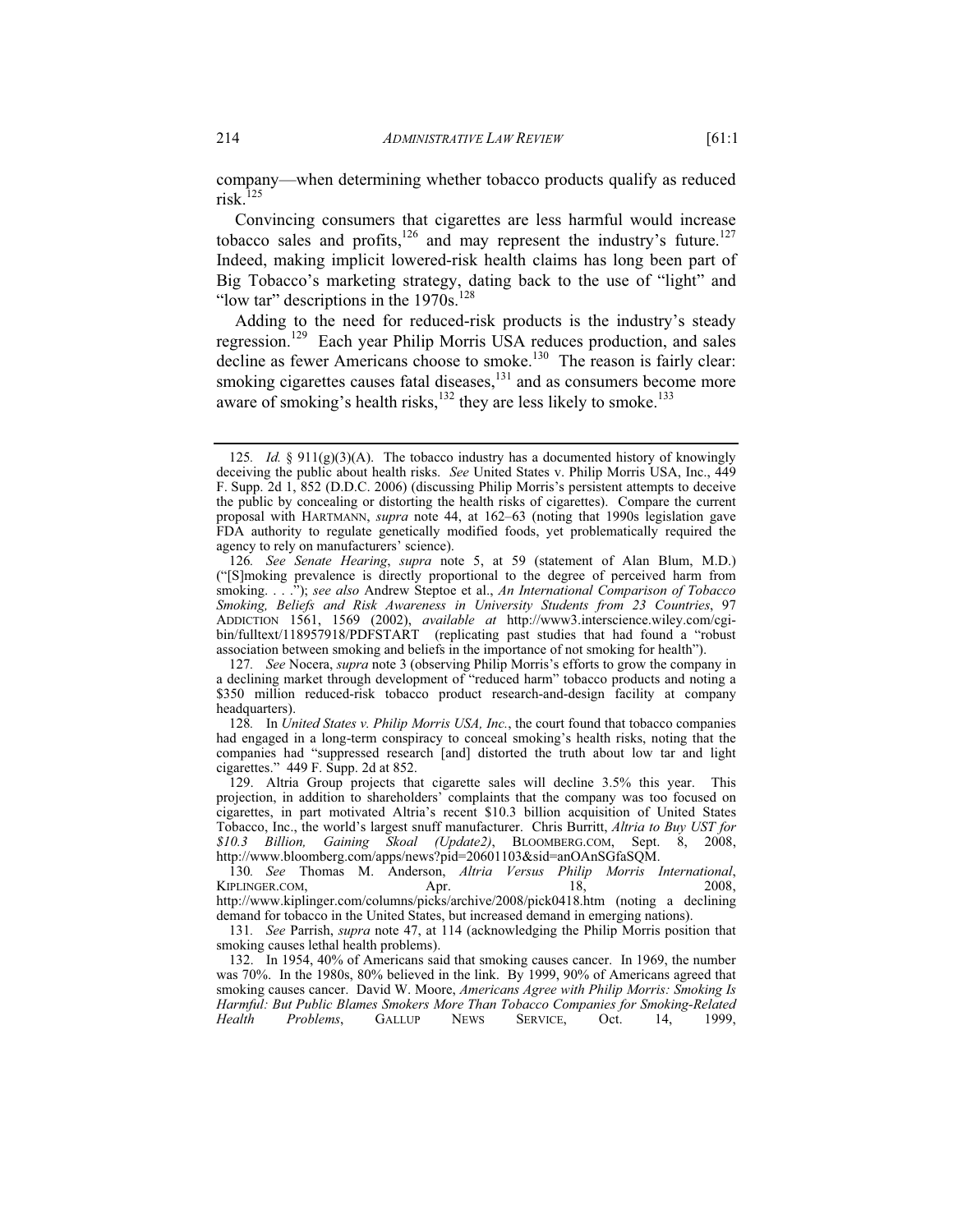company—when determining whether tobacco products qualify as reduced risk.[125]

Convincing consumers that cigarettes are less harmful would increase tobacco sales and profits,[126] and may represent the industry's future.[127] Indeed, making implicit lowered-risk health claims has long been part of Big Tobacco's marketing strategy, dating back to the use of "light" and "low tar" descriptions in the 1970s.[128]

Adding to the need for reduced-risk products is the industry's steady regression.[129] Each year Philip Morris USA reduces production, and sales decline as fewer Americans choose to smoke.[130] The reason is fairly clear: smoking cigarettes causes fatal diseases,[131] and as consumers become more aware of smoking's health risks,[132] they are less likely to smoke.[133]

---

125. *Id.* § 911(g)(3)(A). The tobacco industry has a documented history of knowingly deceiving the public about health risks. *See* United States v. Philip Morris USA, Inc., 449 F. Supp. 2d 1, 852 (D.D.C. 2006) (discussing Philip Morris's persistent attempts to deceive the public by concealing or distorting the health risks of cigarettes). Compare the current proposal with HARTMANN, *supra* note 44, at 162–63 (noting that 1990s legislation gave FDA authority to regulate genetically modified foods, yet problematically required the agency to rely on manufacturers' science).

126. *See Senate Hearing*, *supra* note 5, at 59 (statement of Alan Blum, M.D.) ("[S]moking prevalence is directly proportional to the degree of perceived harm from smoking. . . ."); *see also* Andrew Steptoe et al., *An International Comparison of Tobacco Smoking, Beliefs and Risk Awareness in University Students from 23 Countries*, 97 ADDICTION 1561, 1569 (2002), *available at* http://www3.interscience.wiley.com/cgi-bin/fulltext/118957918/PDFSTART (replicating past studies that had found a "robust association between smoking and beliefs in the importance of not smoking for health").

127. *See* Nocera, *supra* note 3 (observing Philip Morris's efforts to grow the company in a declining market through development of "reduced harm" tobacco products and noting a $350 million reduced-risk tobacco product research-and-design facility at company headquarters).

128. In *United States v. Philip Morris USA, Inc.*, the court found that tobacco companies had engaged in a long-term conspiracy to conceal smoking's health risks, noting that the companies had "suppressed research [and] distorted the truth about low tar and light cigarettes." 449 F. Supp. 2d at 852.

129. Altria Group projects that cigarette sales will decline 3.5% this year. This projection, in addition to shareholders' complaints that the company was too focused on cigarettes, in part motivated Altria's recent $10.3 billion acquisition of United States Tobacco, Inc., the world's largest snuff manufacturer. Chris Burritt, *Altria to Buy UST for $10.3 Billion, Gaining Skoal (Update2)*, BLOOMBERG.COM, Sept. 8, 2008, http://www.bloomberg.com/apps/news?pid=20601103&sid=anOAnSGfaSQM.

130. *See* Thomas M. Anderson, *Altria Versus Philip Morris International*, KIPLINGER.COM, Apr. 18, 2008, http://www.kiplinger.com/columns/picks/archive/2008/pick0418.htm (noting a declining demand for tobacco in the United States, but increased demand in emerging nations).

131. *See* Parrish, *supra* note 47, at 114 (acknowledging the Philip Morris position that smoking causes lethal health problems).

132. In 1954, 40% of Americans said that smoking causes cancer. In 1969, the number was 70%. In the 1980s, 80% believed in the link. By 1999, 90% of Americans agreed that smoking causes cancer. David W. Moore, *Americans Agree with Philip Morris: Smoking Is Harmful: But Public Blames Smokers More Than Tobacco Companies for Smoking-Related Health Problems*, GALLUP NEWS SERVICE, Oct. 14, 1999,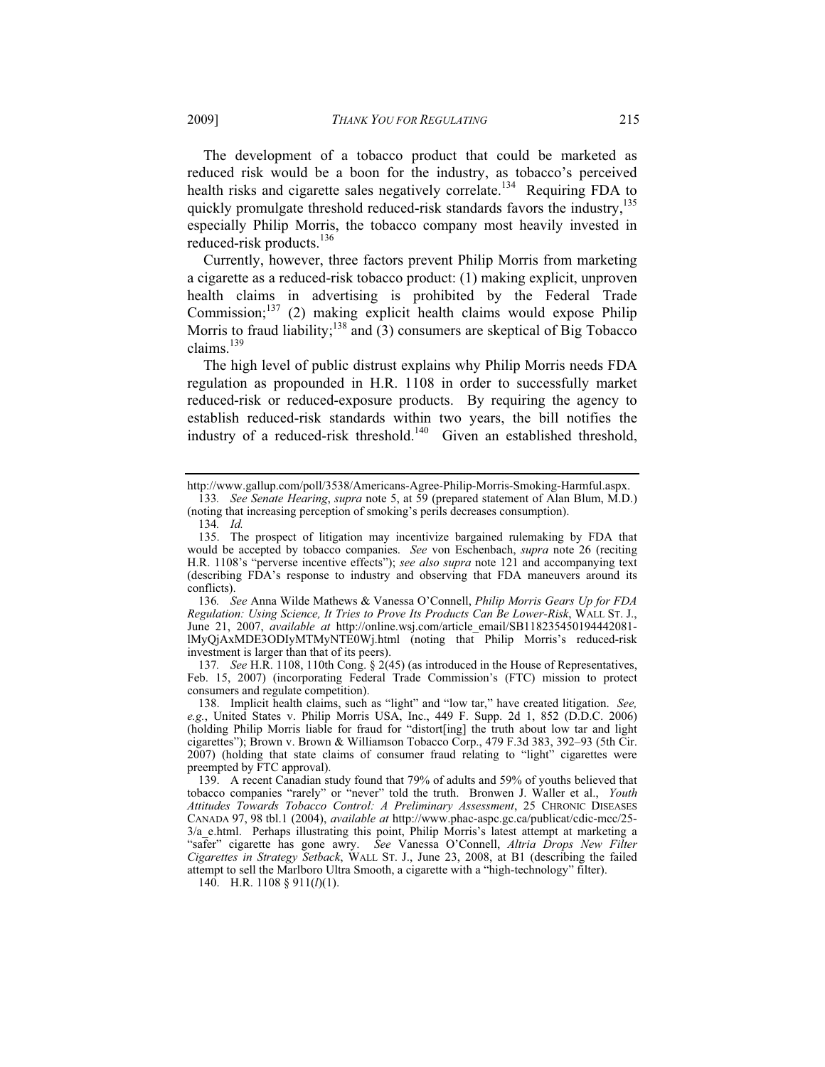The development of a tobacco product that could be marketed as reduced risk would be a boon for the industry, as tobacco's perceived health risks and cigarette sales negatively correlate.[134] Requiring FDA to quickly promulgate threshold reduced-risk standards favors the industry,[135] especially Philip Morris, the tobacco company most heavily invested in reduced-risk products.[136]

Currently, however, three factors prevent Philip Morris from marketing a cigarette as a reduced-risk tobacco product: (1) making explicit, unproven health claims in advertising is prohibited by the Federal Trade Commission;[137] (2) making explicit health claims would expose Philip Morris to fraud liability;[138] and (3) consumers are skeptical of Big Tobacco claims.[139]

The high level of public distrust explains why Philip Morris needs FDA regulation as propounded in H.R. 1108 in order to successfully market reduced-risk or reduced-exposure products. By requiring the agency to establish reduced-risk standards within two years, the bill notifies the industry of a reduced-risk threshold.[140] Given an established threshold,

---

http://www.gallup.com/poll/3538/Americans-Agree-Philip-Morris-Smoking-Harmful.aspx.

133. *See Senate Hearing*, *supra* note 5, at 59 (prepared statement of Alan Blum, M.D.) (noting that increasing perception of smoking's perils decreases consumption).

134. *Id.*

135. The prospect of litigation may incentivize bargained rulemaking by FDA that would be accepted by tobacco companies. *See* von Eschenbach, *supra* note 26 (reciting H.R. 1108's "perverse incentive effects"); *see also supra* note 121 and accompanying text (describing FDA's response to industry and observing that FDA maneuvers around its conflicts).

136. *See* Anna Wilde Mathews & Vanessa O'Connell, *Philip Morris Gears Up for FDA Regulation: Using Science, It Tries to Prove Its Products Can Be Lower-Risk*, WALL ST. J., June 21, 2007, *available at* http://online.wsj.com/article_email/SB118235450194442081-lMyQjAxMDE3ODIyMTMyNTE0Wj.html (noting that Philip Morris's reduced-risk investment is larger than that of its peers).

137. *See* H.R. 1108, 110th Cong. § 2(45) (as introduced in the House of Representatives, Feb. 15, 2007) (incorporating Federal Trade Commission's (FTC) mission to protect consumers and regulate competition).

138. Implicit health claims, such as "light" and "low tar," have created litigation. *See, e.g.*, United States v. Philip Morris USA, Inc., 449 F. Supp. 2d 1, 852 (D.D.C. 2006) (holding Philip Morris liable for fraud for "distort[ing] the truth about low tar and light cigarettes"); Brown v. Brown & Williamson Tobacco Corp., 479 F.3d 383, 392–93 (5th Cir. 2007) (holding that state claims of consumer fraud relating to "light" cigarettes were preempted by FTC approval).

139. A recent Canadian study found that 79% of adults and 59% of youths believed that tobacco companies "rarely" or "never" told the truth. Bronwen J. Waller et al., *Youth Attitudes Towards Tobacco Control: A Preliminary Assessment*, 25 CHRONIC DISEASES CANADA 97, 98 tbl.1 (2004), *available at* http://www.phac-aspc.gc.ca/publicat/cdic-mcc/25-3/a_e.html. Perhaps illustrating this point, Philip Morris's latest attempt at marketing a "safer" cigarette has gone awry. *See* Vanessa O'Connell, *Altria Drops New Filter Cigarettes in Strategy Setback*, WALL ST. J., June 23, 2008, at B1 (describing the failed attempt to sell the Marlboro Ultra Smooth, a cigarette with a "high-technology" filter).

140. H.R. 1108 § 911(*l*)(1).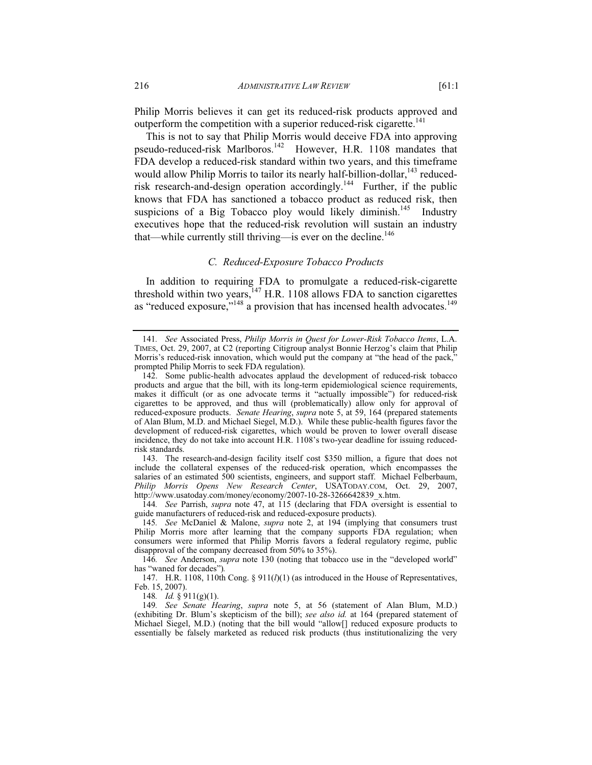Philip Morris believes it can get its reduced-risk products approved and outperform the competition with a superior reduced-risk cigarette.[141]

This is not to say that Philip Morris would deceive FDA into approving pseudo-reduced-risk Marlboros.[142] However, H.R. 1108 mandates that FDA develop a reduced-risk standard within two years, and this timeframe would allow Philip Morris to tailor its nearly half-billion-dollar,[143] reduced-risk research-and-design operation accordingly.[144] Further, if the public knows that FDA has sanctioned a tobacco product as reduced risk, then suspicions of a Big Tobacco ploy would likely diminish.[145] Industry executives hope that the reduced-risk revolution will sustain an industry that—while currently still thriving—is ever on the decline.[146]

### *C. Reduced-Exposure Tobacco Products*

In addition to requiring FDA to promulgate a reduced-risk-cigarette threshold within two years,[147] H.R. 1108 allows FDA to sanction cigarettes as "reduced exposure,"[148] a provision that has incensed health advocates.[149]

---

141. *See* Associated Press, *Philip Morris in Quest for Lower-Risk Tobacco Items*, L.A. TIMES, Oct. 29, 2007, at C2 (reporting Citigroup analyst Bonnie Herzog's claim that Philip Morris's reduced-risk innovation, which would put the company at "the head of the pack," prompted Philip Morris to seek FDA regulation).

142. Some public-health advocates applaud the development of reduced-risk tobacco products and argue that the bill, with its long-term epidemiological science requirements, makes it difficult (or as one advocate terms it "actually impossible") for reduced-risk cigarettes to be approved, and thus will (problematically) allow only for approval of reduced-exposure products. *Senate Hearing*, *supra* note 5, at 59, 164 (prepared statements of Alan Blum, M.D. and Michael Siegel, M.D.). While these public-health figures favor the development of reduced-risk cigarettes, which would be proven to lower overall disease incidence, they do not take into account H.R. 1108's two-year deadline for issuing reduced-risk standards.

143. The research-and-design facility itself cost $350 million, a figure that does not include the collateral expenses of the reduced-risk operation, which encompasses the salaries of an estimated 500 scientists, engineers, and support staff. Michael Felberbaum, *Philip Morris Opens New Research Center*, USATODAY.COM, Oct. 29, 2007, http://www.usatoday.com/money/economy/2007-10-28-3266642839_x.htm.

144. *See* Parrish, *supra* note 47, at 115 (declaring that FDA oversight is essential to guide manufacturers of reduced-risk and reduced-exposure products).

145. *See* McDaniel & Malone, *supra* note 2, at 194 (implying that consumers trust Philip Morris more after learning that the company supports FDA regulation; when consumers were informed that Philip Morris favors a federal regulatory regime, public disapproval of the company decreased from 50% to 35%).

146. *See* Anderson, *supra* note 130 (noting that tobacco use in the "developed world" has "waned for decades").

147. H.R. 1108, 110th Cong. § 911(*l*)(1) (as introduced in the House of Representatives, Feb. 15, 2007).

148. *Id.* § 911(g)(1).

149. *See Senate Hearing*, *supra* note 5, at 56 (statement of Alan Blum, M.D.) (exhibiting Dr. Blum's skepticism of the bill); *see also id.* at 164 (prepared statement of Michael Siegel, M.D.) (noting that the bill would "allow[] reduced exposure products to essentially be falsely marketed as reduced risk products (thus institutionalizing the very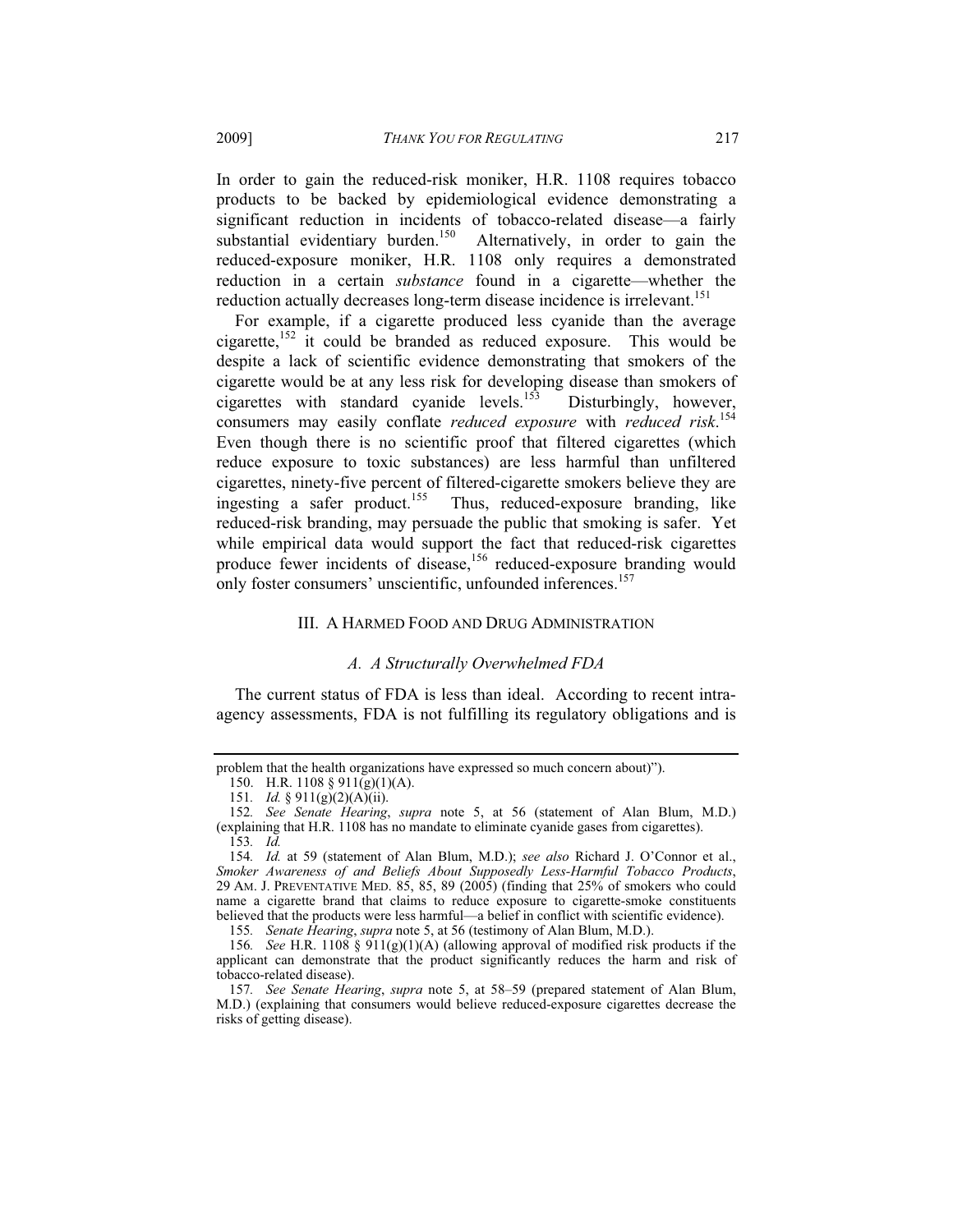In order to gain the reduced-risk moniker, H.R. 1108 requires tobacco products to be backed by epidemiological evidence demonstrating a significant reduction in incidents of tobacco-related disease—a fairly substantial evidentiary burden.[150] Alternatively, in order to gain the reduced-exposure moniker, H.R. 1108 only requires a demonstrated reduction in a certain *substance* found in a cigarette—whether the reduction actually decreases long-term disease incidence is irrelevant.[151]

For example, if a cigarette produced less cyanide than the average cigarette,[152] it could be branded as reduced exposure. This would be despite a lack of scientific evidence demonstrating that smokers of the cigarette would be at any less risk for developing disease than smokers of cigarettes with standard cyanide levels.[153] Disturbingly, however, consumers may easily conflate *reduced exposure* with *reduced risk*.[154] Even though there is no scientific proof that filtered cigarettes (which reduce exposure to toxic substances) are less harmful than unfiltered cigarettes, ninety-five percent of filtered-cigarette smokers believe they are ingesting a safer product.[155] Thus, reduced-exposure branding, like reduced-risk branding, may persuade the public that smoking is safer. Yet while empirical data would support the fact that reduced-risk cigarettes produce fewer incidents of disease,[156] reduced-exposure branding would only foster consumers' unscientific, unfounded inferences.[157]

## III. A HARMED FOOD AND DRUG ADMINISTRATION

### *A. A Structurally Overwhelmed FDA*

The current status of FDA is less than ideal. According to recent intra-agency assessments, FDA is not fulfilling its regulatory obligations and is

---

problem that the health organizations have expressed so much concern about)").

150. H.R. 1108 § 911(g)(1)(A).

151. *Id.* § 911(g)(2)(A)(ii).

152. *See Senate Hearing*, *supra* note 5, at 56 (statement of Alan Blum, M.D.) (explaining that H.R. 1108 has no mandate to eliminate cyanide gases from cigarettes).

153. *Id.*

154. *Id.* at 59 (statement of Alan Blum, M.D.); *see also* Richard J. O'Connor et al., *Smoker Awareness of and Beliefs About Supposedly Less-Harmful Tobacco Products*, 29 AM. J. PREVENTATIVE MED. 85, 85, 89 (2005) (finding that 25% of smokers who could name a cigarette brand that claims to reduce exposure to cigarette-smoke constituents believed that the products were less harmful—a belief in conflict with scientific evidence).

155. *Senate Hearing*, *supra* note 5, at 56 (testimony of Alan Blum, M.D.).

156. *See* H.R. 1108 § 911(g)(1)(A) (allowing approval of modified risk products if the applicant can demonstrate that the product significantly reduces the harm and risk of tobacco-related disease).

157. *See Senate Hearing*, *supra* note 5, at 58–59 (prepared statement of Alan Blum, M.D.) (explaining that consumers would believe reduced-exposure cigarettes decrease the risks of getting disease).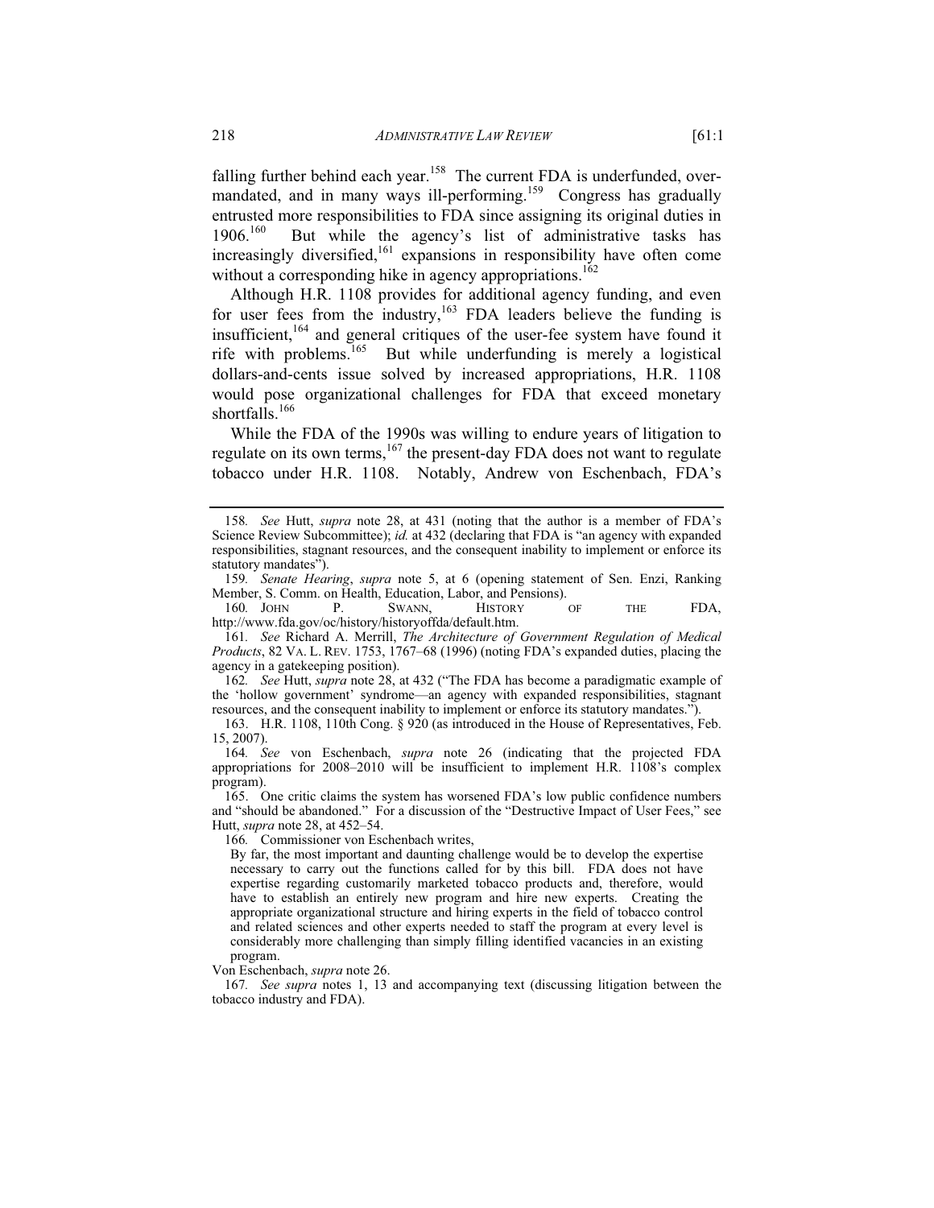falling further behind each year.[158] The current FDA is underfunded, over-mandated, and in many ways ill-performing.[159] Congress has gradually entrusted more responsibilities to FDA since assigning its original duties in 1906.[160] But while the agency's list of administrative tasks has increasingly diversified,[161] expansions in responsibility have often come without a corresponding hike in agency appropriations.[162]

Although H.R. 1108 provides for additional agency funding, and even for user fees from the industry,[163] FDA leaders believe the funding is insufficient,[164] and general critiques of the user-fee system have found it rife with problems.[165] But while underfunding is merely a logistical dollars-and-cents issue solved by increased appropriations, H.R. 1108 would pose organizational challenges for FDA that exceed monetary shortfalls.[166]

While the FDA of the 1990s was willing to endure years of litigation to regulate on its own terms,[167] the present-day FDA does not want to regulate tobacco under H.R. 1108. Notably, Andrew von Eschenbach, FDA's

---

158. *See* Hutt, *supra* note 28, at 431 (noting that the author is a member of FDA's Science Review Subcommittee); *id.* at 432 (declaring that FDA is "an agency with expanded responsibilities, stagnant resources, and the consequent inability to implement or enforce its statutory mandates").

159. *Senate Hearing*, *supra* note 5, at 6 (opening statement of Sen. Enzi, Ranking Member, S. Comm. on Health, Education, Labor, and Pensions).

160. JOHN P. SWANN, HISTORY OF THE FDA, http://www.fda.gov/oc/history/historyoffda/default.htm.

161. *See* Richard A. Merrill, *The Architecture of Government Regulation of Medical Products*, 82 VA. L. REV. 1753, 1767–68 (1996) (noting FDA's expanded duties, placing the agency in a gatekeeping position).

162. *See* Hutt, *supra* note 28, at 432 ("The FDA has become a paradigmatic example of the 'hollow government' syndrome—an agency with expanded responsibilities, stagnant resources, and the consequent inability to implement or enforce its statutory mandates.").

163. H.R. 1108, 110th Cong. § 920 (as introduced in the House of Representatives, Feb. 15, 2007).

164. *See* von Eschenbach, *supra* note 26 (indicating that the projected FDA appropriations for 2008–2010 will be insufficient to implement H.R. 1108's complex program).

165. One critic claims the system has worsened FDA's low public confidence numbers and "should be abandoned." For a discussion of the "Destructive Impact of User Fees," see Hutt, *supra* note 28, at 452–54.

166. Commissioner von Eschenbach writes,

> By far, the most important and daunting challenge would be to develop the expertise necessary to carry out the functions called for by this bill. FDA does not have expertise regarding customarily marketed tobacco products and, therefore, would have to establish an entirely new program and hire new experts. Creating the appropriate organizational structure and hiring experts in the field of tobacco control and related sciences and other experts needed to staff the program at every level is considerably more challenging than simply filling identified vacancies in an existing program.

Von Eschenbach, *supra* note 26.

167. *See supra* notes 1, 13 and accompanying text (discussing litigation between the tobacco industry and FDA).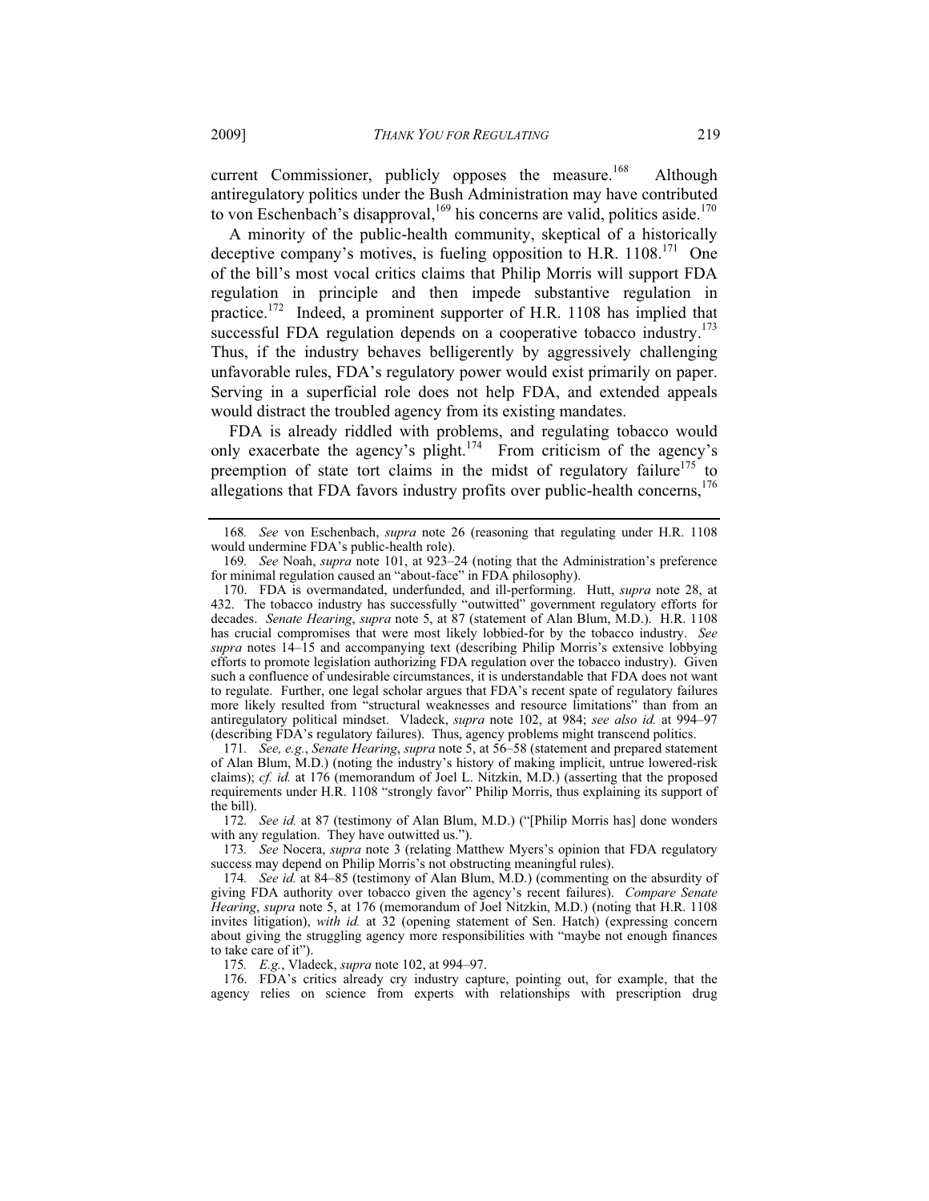current Commissioner, publicly opposes the measure.[168] Although antiregulatory politics under the Bush Administration may have contributed to von Eschenbach's disapproval,[169] his concerns are valid, politics aside.[170]

A minority of the public-health community, skeptical of a historically deceptive company's motives, is fueling opposition to H.R. 1108.[171] One of the bill's most vocal critics claims that Philip Morris will support FDA regulation in principle and then impede substantive regulation in practice.[172] Indeed, a prominent supporter of H.R. 1108 has implied that successful FDA regulation depends on a cooperative tobacco industry.[173] Thus, if the industry behaves belligerently by aggressively challenging unfavorable rules, FDA's regulatory power would exist primarily on paper. Serving in a superficial role does not help FDA, and extended appeals would distract the troubled agency from its existing mandates.

FDA is already riddled with problems, and regulating tobacco would only exacerbate the agency's plight.[174] From criticism of the agency's preemption of state tort claims in the midst of regulatory failure[175] to allegations that FDA favors industry profits over public-health concerns,[176]

---

168. *See* von Eschenbach, *supra* note 26 (reasoning that regulating under H.R. 1108 would undermine FDA's public-health role).

169. *See* Noah, *supra* note 101, at 923–24 (noting that the Administration's preference for minimal regulation caused an "about-face" in FDA philosophy).

170. FDA is overmandated, underfunded, and ill-performing. Hutt, *supra* note 28, at 432. The tobacco industry has successfully "outwitted" government regulatory efforts for decades. *Senate Hearing*, *supra* note 5, at 87 (statement of Alan Blum, M.D.). H.R. 1108 has crucial compromises that were most likely lobbied-for by the tobacco industry. *See supra* notes 14–15 and accompanying text (describing Philip Morris's extensive lobbying efforts to promote legislation authorizing FDA regulation over the tobacco industry). Given such a confluence of undesirable circumstances, it is understandable that FDA does not want to regulate. Further, one legal scholar argues that FDA's recent spate of regulatory failures more likely resulted from "structural weaknesses and resource limitations" than from an antiregulatory political mindset. Vladeck, *supra* note 102, at 984; *see also id.* at 994–97 (describing FDA's regulatory failures). Thus, agency problems might transcend politics.

171. *See, e.g.*, *Senate Hearing*, *supra* note 5, at 56–58 (statement and prepared statement of Alan Blum, M.D.) (noting the industry's history of making implicit, untrue lowered-risk claims); *cf. id.* at 176 (memorandum of Joel L. Nitzkin, M.D.) (asserting that the proposed requirements under H.R. 1108 "strongly favor" Philip Morris, thus explaining its support of the bill).

172. *See id.* at 87 (testimony of Alan Blum, M.D.) ("[Philip Morris has] done wonders with any regulation. They have outwitted us.").

173. *See* Nocera, *supra* note 3 (relating Matthew Myers's opinion that FDA regulatory success may depend on Philip Morris's not obstructing meaningful rules).

174. *See id.* at 84–85 (testimony of Alan Blum, M.D.) (commenting on the absurdity of giving FDA authority over tobacco given the agency's recent failures). *Compare Senate Hearing*, *supra* note 5, at 176 (memorandum of Joel Nitzkin, M.D.) (noting that H.R. 1108 invites litigation), *with id.* at 32 (opening statement of Sen. Hatch) (expressing concern about giving the struggling agency more responsibilities with "maybe not enough finances to take care of it").

175. *E.g.*, Vladeck, *supra* note 102, at 994–97.

176. FDA's critics already cry industry capture, pointing out, for example, that the agency relies on science from experts with relationships with prescription drug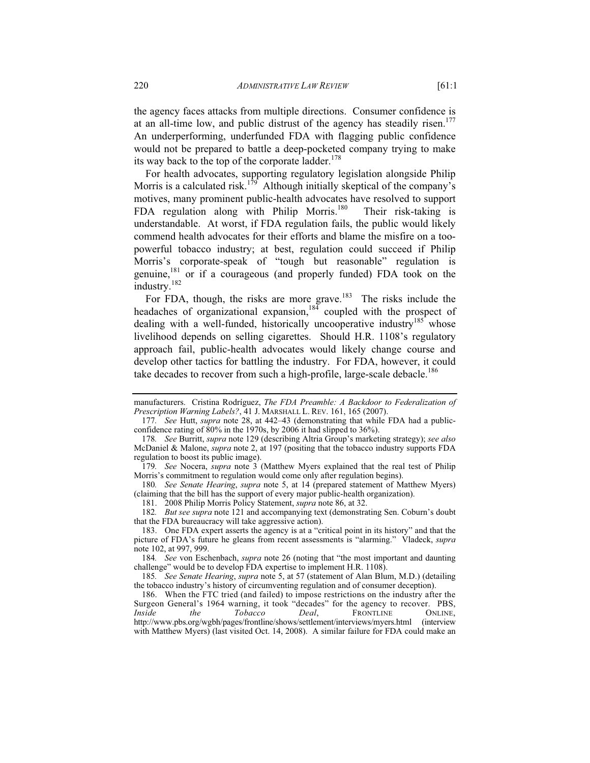the agency faces attacks from multiple directions. Consumer confidence is at an all-time low, and public distrust of the agency has steadily risen.[177] An underperforming, underfunded FDA with flagging public confidence would not be prepared to battle a deep-pocketed company trying to make its way back to the top of the corporate ladder.[178]

For health advocates, supporting regulatory legislation alongside Philip Morris is a calculated risk.[179] Although initially skeptical of the company's motives, many prominent public-health advocates have resolved to support FDA regulation along with Philip Morris.[180] Their risk-taking is understandable. At worst, if FDA regulation fails, the public would likely commend health advocates for their efforts and blame the misfire on a too-powerful tobacco industry; at best, regulation could succeed if Philip Morris's corporate-speak of "tough but reasonable" regulation is genuine,[181] or if a courageous (and properly funded) FDA took on the industry.[182]

For FDA, though, the risks are more grave.[183] The risks include the headaches of organizational expansion,[184] coupled with the prospect of dealing with a well-funded, historically uncooperative industry[185] whose livelihood depends on selling cigarettes. Should H.R. 1108's regulatory approach fail, public-health advocates would likely change course and develop other tactics for battling the industry. For FDA, however, it could take decades to recover from such a high-profile, large-scale debacle.[186]

---

manufacturers. Cristina Rodríguez, *The FDA Preamble: A Backdoor to Federalization of Prescription Warning Labels?*, 41 J. MARSHALL L. REV. 161, 165 (2007).

177. *See* Hutt, *supra* note 28, at 442–43 (demonstrating that while FDA had a public-confidence rating of 80% in the 1970s, by 2006 it had slipped to 36%).

178. *See* Burritt, *supra* note 129 (describing Altria Group's marketing strategy); *see also* McDaniel & Malone, *supra* note 2, at 197 (positing that the tobacco industry supports FDA regulation to boost its public image).

179. *See* Nocera, *supra* note 3 (Matthew Myers explained that the real test of Philip Morris's commitment to regulation would come only after regulation begins).

180. *See Senate Hearing*, *supra* note 5, at 14 (prepared statement of Matthew Myers) (claiming that the bill has the support of every major public-health organization).

181. 2008 Philip Morris Policy Statement, *supra* note 86, at 32.

182. *But see supra* note 121 and accompanying text (demonstrating Sen. Coburn's doubt that the FDA bureaucracy will take aggressive action).

183. One FDA expert asserts the agency is at a "critical point in its history" and that the picture of FDA's future he gleans from recent assessments is "alarming." Vladeck, *supra* note 102, at 997, 999.

184. *See* von Eschenbach, *supra* note 26 (noting that "the most important and daunting challenge" would be to develop FDA expertise to implement H.R. 1108).

185. *See Senate Hearing*, *supra* note 5, at 57 (statement of Alan Blum, M.D.) (detailing the tobacco industry's history of circumventing regulation and of consumer deception).

186. When the FTC tried (and failed) to impose restrictions on the industry after the Surgeon General's 1964 warning, it took "decades" for the agency to recover. PBS, *Inside the Tobacco Deal*, FRONTLINE ONLINE, http://www.pbs.org/wgbh/pages/frontline/shows/settlement/interviews/myers.html (interview with Matthew Myers) (last visited Oct. 14, 2008). A similar failure for FDA could make an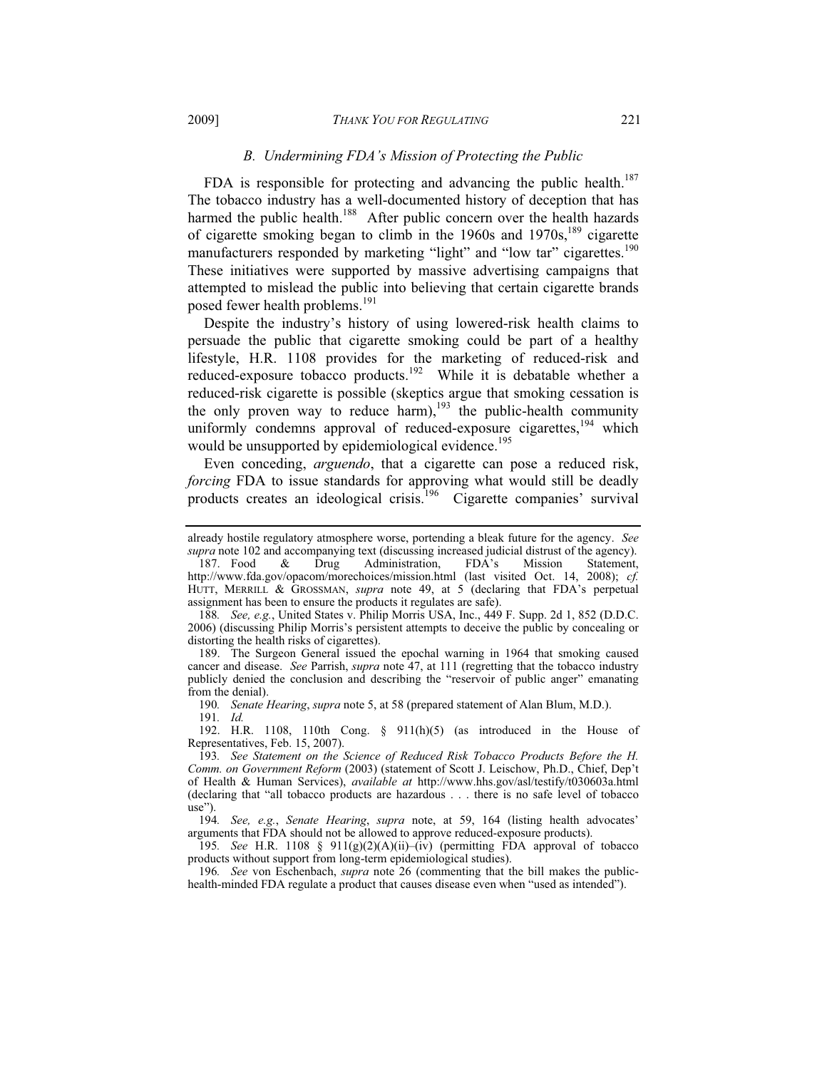### *B. Undermining FDA's Mission of Protecting the Public*

FDA is responsible for protecting and advancing the public health.[187] The tobacco industry has a well-documented history of deception that has harmed the public health.[188] After public concern over the health hazards of cigarette smoking began to climb in the 1960s and 1970s,[189] cigarette manufacturers responded by marketing "light" and "low tar" cigarettes.[190] These initiatives were supported by massive advertising campaigns that attempted to mislead the public into believing that certain cigarette brands posed fewer health problems.[191]

Despite the industry's history of using lowered-risk health claims to persuade the public that cigarette smoking could be part of a healthy lifestyle, H.R. 1108 provides for the marketing of reduced-risk and reduced-exposure tobacco products.[192] While it is debatable whether a reduced-risk cigarette is possible (skeptics argue that smoking cessation is the only proven way to reduce harm),[193] the public-health community uniformly condemns approval of reduced-exposure cigarettes,[194] which would be unsupported by epidemiological evidence.[195]

Even conceding, *arguendo*, that a cigarette can pose a reduced risk, *forcing* FDA to issue standards for approving what would still be deadly products creates an ideological crisis.[196] Cigarette companies' survival

---

already hostile regulatory atmosphere worse, portending a bleak future for the agency. *See supra* note 102 and accompanying text (discussing increased judicial distrust of the agency).

187. Food & Drug Administration, FDA's Mission Statement, http://www.fda.gov/opacom/morechoices/mission.html (last visited Oct. 14, 2008); *cf.* HUTT, MERRILL & GROSSMAN, *supra* note 49, at 5 (declaring that FDA's perpetual assignment has been to ensure the products it regulates are safe).

188. *See, e.g.*, United States v. Philip Morris USA, Inc., 449 F. Supp. 2d 1, 852 (D.D.C. 2006) (discussing Philip Morris's persistent attempts to deceive the public by concealing or distorting the health risks of cigarettes).

189. The Surgeon General issued the epochal warning in 1964 that smoking caused cancer and disease. *See* Parrish, *supra* note 47, at 111 (regretting that the tobacco industry publicly denied the conclusion and describing the "reservoir of public anger" emanating from the denial).

190. *Senate Hearing*, *supra* note 5, at 58 (prepared statement of Alan Blum, M.D.).

191. *Id.*

192. H.R. 1108, 110th Cong. § 911(h)(5) (as introduced in the House of Representatives, Feb. 15, 2007).

193. *See Statement on the Science of Reduced Risk Tobacco Products Before the H. Comm. on Government Reform* (2003) (statement of Scott J. Leischow, Ph.D., Chief, Dep't of Health & Human Services), *available at* http://www.hhs.gov/asl/testify/t030603a.html (declaring that "all tobacco products are hazardous . . . there is no safe level of tobacco use").

194. *See, e.g.*, *Senate Hearing*, *supra* note, at 59, 164 (listing health advocates' arguments that FDA should not be allowed to approve reduced-exposure products).

195. *See* H.R. 1108 § 911(g)(2)(A)(ii)–(iv) (permitting FDA approval of tobacco products without support from long-term epidemiological studies).

196. *See* von Eschenbach, *supra* note 26 (commenting that the bill makes the public-health-minded FDA regulate a product that causes disease even when "used as intended").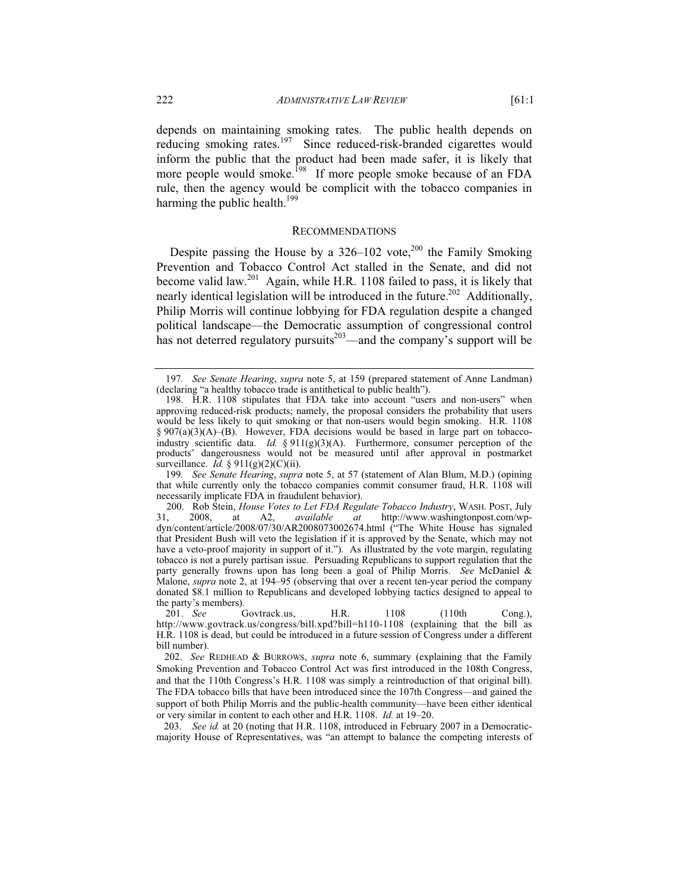depends on maintaining smoking rates. The public health depends on reducing smoking rates.[197] Since reduced-risk-branded cigarettes would inform the public that the product had been made safer, it is likely that more people would smoke.[198] If more people smoke because of an FDA rule, then the agency would be complicit with the tobacco companies in harming the public health.[199]

## RECOMMENDATIONS

Despite passing the House by a 326–102 vote,[200] the Family Smoking Prevention and Tobacco Control Act stalled in the Senate, and did not become valid law.[201] Again, while H.R. 1108 failed to pass, it is likely that nearly identical legislation will be introduced in the future.[202] Additionally, Philip Morris will continue lobbying for FDA regulation despite a changed political landscape—the Democratic assumption of congressional control has not deterred regulatory pursuits[203]—and the company's support will be

---

197. *See Senate Hearing*, *supra* note 5, at 159 (prepared statement of Anne Landman) (declaring "a healthy tobacco trade is antithetical to public health").

198. H.R. 1108 stipulates that FDA take into account "users and non-users" when approving reduced-risk products; namely, the proposal considers the probability that users would be less likely to quit smoking or that non-users would begin smoking. H.R. 1108 § 907(a)(3)(A)–(B). However, FDA decisions would be based in large part on tobacco-industry scientific data. *Id.* § 911(g)(3)(A). Furthermore, consumer perception of the products' dangerousness would not be measured until after approval in postmarket surveillance. *Id.* § 911(g)(2)(C)(ii).

199. *See Senate Hearing*, *supra* note 5, at 57 (statement of Alan Blum, M.D.) (opining that while currently only the tobacco companies commit consumer fraud, H.R. 1108 will necessarily implicate FDA in fraudulent behavior).

200. Rob Stein, *House Votes to Let FDA Regulate Tobacco Industry*, WASH. POST, July 31, 2008, at A2, *available at* http://www.washingtonpost.com/wp-dyn/content/article/2008/07/30/AR2008073002674.html ("The White House has signaled that President Bush will veto the legislation if it is approved by the Senate, which may not have a veto-proof majority in support of it."). As illustrated by the vote margin, regulating tobacco is not a purely partisan issue. Persuading Republicans to support regulation that the party generally frowns upon has long been a goal of Philip Morris. *See* McDaniel & Malone, *supra* note 2, at 194–95 (observing that over a recent ten-year period the company donated $8.1 million to Republicans and developed lobbying tactics designed to appeal to the party's members).

201. *See* Govtrack.us, H.R. 1108 (110th Cong.), http://www.govtrack.us/congress/bill.xpd?bill=h110-1108 (explaining that the bill as H.R. 1108 is dead, but could be introduced in a future session of Congress under a different bill number).

202. *See* REDHEAD & BURROWS, *supra* note 6, summary (explaining that the Family Smoking Prevention and Tobacco Control Act was first introduced in the 108th Congress, and that the 110th Congress's H.R. 1108 was simply a reintroduction of that original bill). The FDA tobacco bills that have been introduced since the 107th Congress—and gained the support of both Philip Morris and the public-health community—have been either identical or very similar in content to each other and H.R. 1108. *Id.* at 19–20.

203. *See id.* at 20 (noting that H.R. 1108, introduced in February 2007 in a Democratic-majority House of Representatives, was "an attempt to balance the competing interests of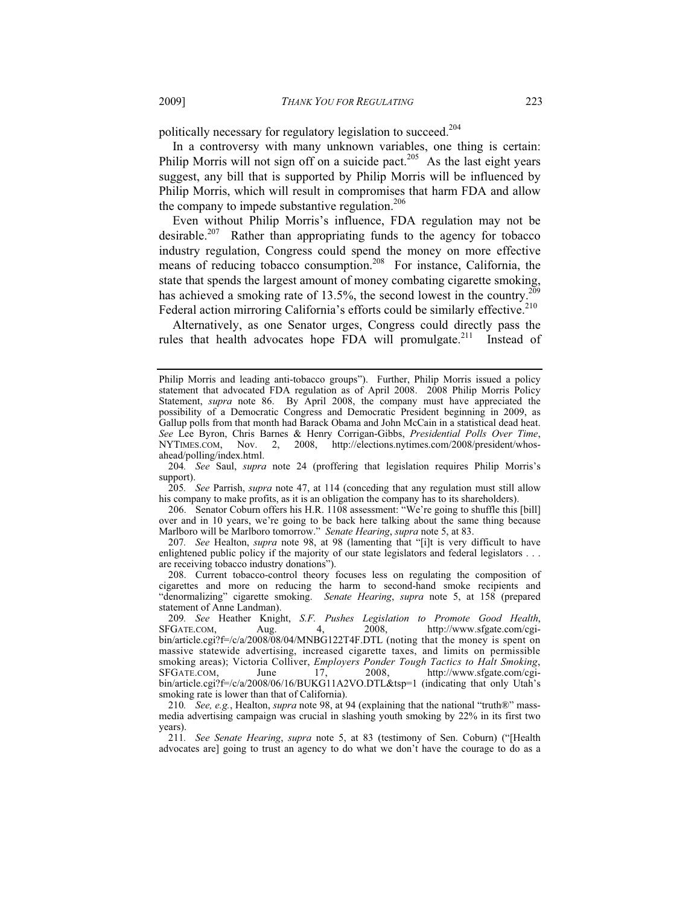politically necessary for regulatory legislation to succeed.[204]

In a controversy with many unknown variables, one thing is certain: Philip Morris will not sign off on a suicide pact.[205] As the last eight years suggest, any bill that is supported by Philip Morris will be influenced by Philip Morris, which will result in compromises that harm FDA and allow the company to impede substantive regulation.[206]

Even without Philip Morris's influence, FDA regulation may not be desirable.[207] Rather than appropriating funds to the agency for tobacco industry regulation, Congress could spend the money on more effective means of reducing tobacco consumption.[208] For instance, California, the state that spends the largest amount of money combating cigarette smoking, has achieved a smoking rate of 13.5%, the second lowest in the country.[209] Federal action mirroring California's efforts could be similarly effective.[210]

Alternatively, as one Senator urges, Congress could directly pass the rules that health advocates hope FDA will promulgate.[211] Instead of

---

Philip Morris and leading anti-tobacco groups"). Further, Philip Morris issued a policy statement that advocated FDA regulation as of April 2008. 2008 Philip Morris Policy Statement, *supra* note 86. By April 2008, the company must have appreciated the possibility of a Democratic Congress and Democratic President beginning in 2009, as Gallup polls from that month had Barack Obama and John McCain in a statistical dead heat. *See* Lee Byron, Chris Barnes & Henry Corrigan-Gibbs, *Presidential Polls Over Time*, NYTIMES.COM, Nov. 2, 2008, http://elections.nytimes.com/2008/president/whos-ahead/polling/index.html.

204. *See* Saul, *supra* note 24 (proffering that legislation requires Philip Morris's support).

205. *See* Parrish, *supra* note 47, at 114 (conceding that any regulation must still allow his company to make profits, as it is an obligation the company has to its shareholders).

206. Senator Coburn offers his H.R. 1108 assessment: "We're going to shuffle this [bill] over and in 10 years, we're going to be back here talking about the same thing because Marlboro will be Marlboro tomorrow." *Senate Hearing*, *supra* note 5, at 83.

207. *See* Healton, *supra* note 98, at 98 (lamenting that "[i]t is very difficult to have enlightened public policy if the majority of our state legislators and federal legislators . . . are receiving tobacco industry donations").

208. Current tobacco-control theory focuses less on regulating the composition of cigarettes and more on reducing the harm to second-hand smoke recipients and "denormalizing" cigarette smoking. *Senate Hearing*, *supra* note 5, at 158 (prepared statement of Anne Landman).

209. *See* Heather Knight, *S.F. Pushes Legislation to Promote Good Health*, SFGATE.COM, Aug. 4, 2008, http://www.sfgate.com/cgi-bin/article.cgi?f=/c/a/2008/08/04/MNBG122T4F.DTL (noting that the money is spent on massive statewide advertising, increased cigarette taxes, and limits on permissible smoking areas); Victoria Colliver, *Employers Ponder Tough Tactics to Halt Smoking*, SFGATE.COM, June 17, 2008, http://www.sfgate.com/cgi-bin/article.cgi?f=/c/a/2008/06/16/BUKG11A2VO.DTL&tsp=1 (indicating that only Utah's smoking rate is lower than that of California).

210. *See, e.g.*, Healton, *supra* note 98, at 94 (explaining that the national "truth®" mass-media advertising campaign was crucial in slashing youth smoking by 22% in its first two years).

211. *See Senate Hearing*, *supra* note 5, at 83 (testimony of Sen. Coburn) ("[Health advocates are] going to trust an agency to do what we don't have the courage to do as a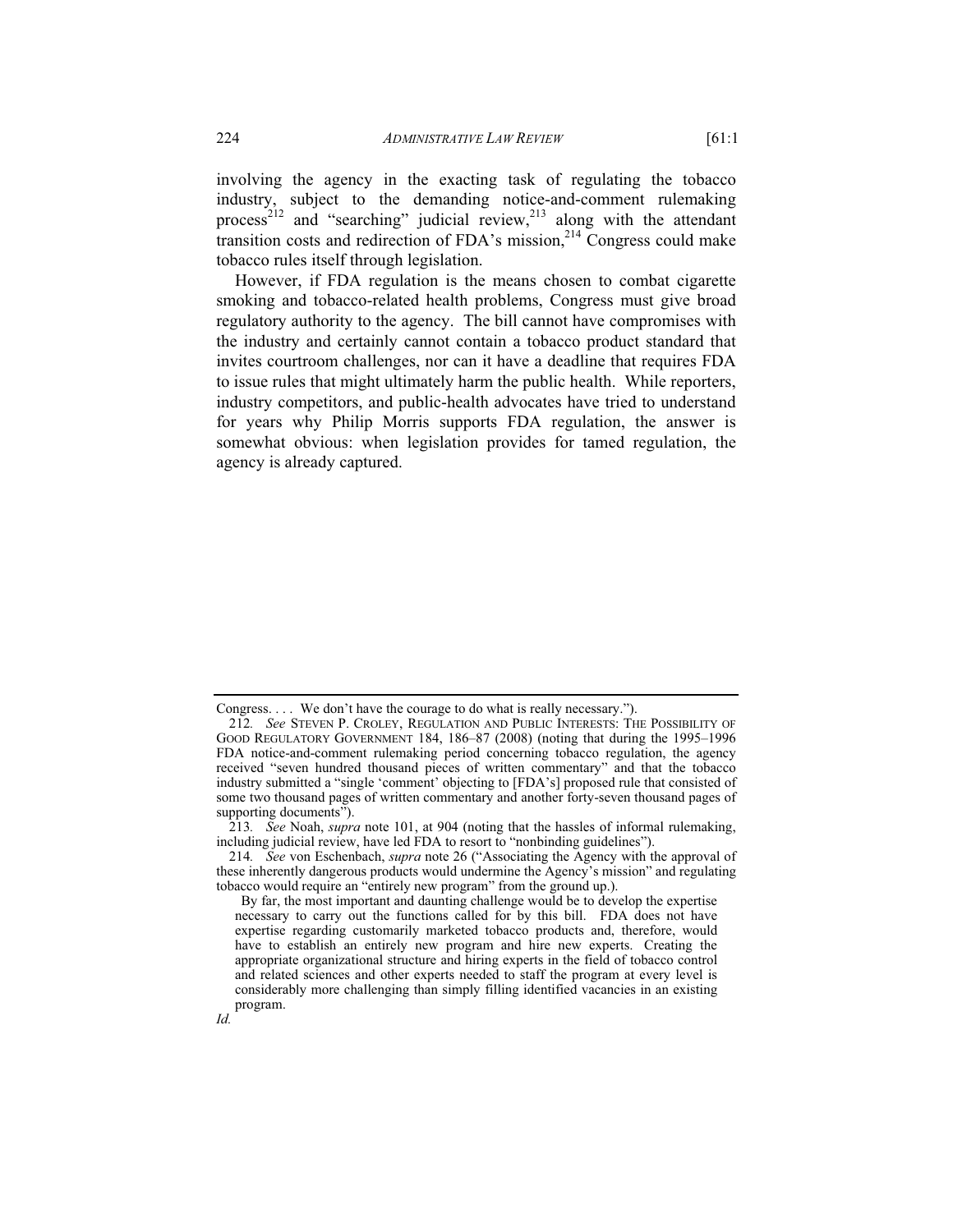involving the agency in the exacting task of regulating the tobacco industry, subject to the demanding notice-and-comment rulemaking process[212] and "searching" judicial review,[213] along with the attendant transition costs and redirection of FDA's mission,[214] Congress could make tobacco rules itself through legislation.

However, if FDA regulation is the means chosen to combat cigarette smoking and tobacco-related health problems, Congress must give broad regulatory authority to the agency. The bill cannot have compromises with the industry and certainly cannot contain a tobacco product standard that invites courtroom challenges, nor can it have a deadline that requires FDA to issue rules that might ultimately harm the public health. While reporters, industry competitors, and public-health advocates have tried to understand for years why Philip Morris supports FDA regulation, the answer is somewhat obvious: when legislation provides for tamed regulation, the agency is already captured.

---

Congress. . . . We don't have the courage to do what is really necessary.").

212. *See* STEVEN P. CROLEY, REGULATION AND PUBLIC INTERESTS: THE POSSIBILITY OF GOOD REGULATORY GOVERNMENT 184, 186–87 (2008) (noting that during the 1995–1996 FDA notice-and-comment rulemaking period concerning tobacco regulation, the agency received "seven hundred thousand pieces of written commentary" and that the tobacco industry submitted a "single 'comment' objecting to [FDA's] proposed rule that consisted of some two thousand pages of written commentary and another forty-seven thousand pages of supporting documents").

213. *See* Noah, *supra* note 101, at 904 (noting that the hassles of informal rulemaking, including judicial review, have led FDA to resort to "nonbinding guidelines").

214. *See* von Eschenbach, *supra* note 26 ("Associating the Agency with the approval of these inherently dangerous products would undermine the Agency's mission" and regulating tobacco would require an "entirely new program" from the ground up.).

> By far, the most important and daunting challenge would be to develop the expertise necessary to carry out the functions called for by this bill. FDA does not have expertise regarding customarily marketed tobacco products and, therefore, would have to establish an entirely new program and hire new experts. Creating the appropriate organizational structure and hiring experts in the field of tobacco control and related sciences and other experts needed to staff the program at every level is considerably more challenging than simply filling identified vacancies in an existing program.

*Id.*